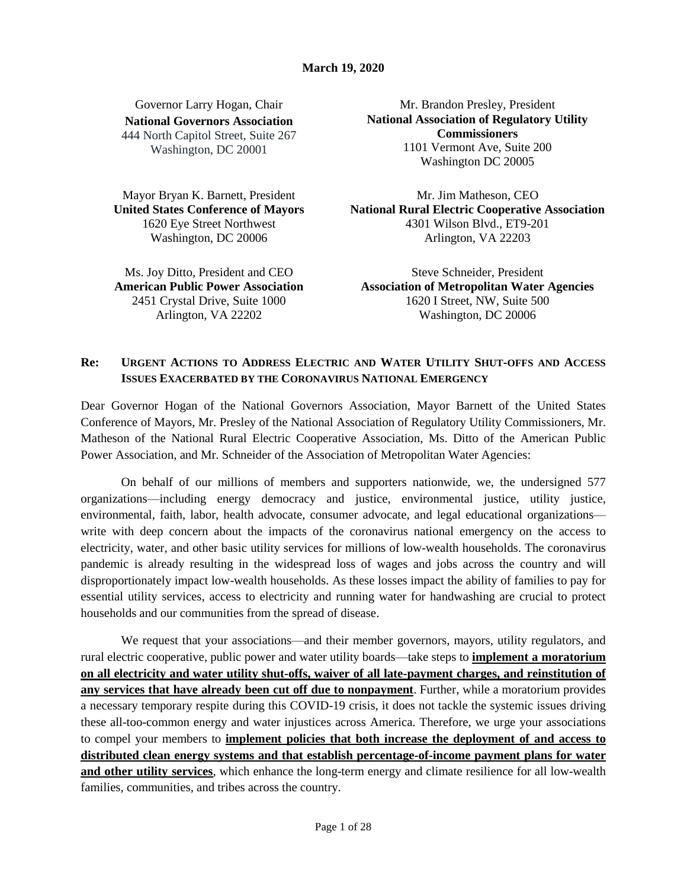**March 19, 2020**

Governor Larry Hogan, Chair
**National Governors Association**
444 North Capitol Street, Suite 267
Washington, DC 20001

Mr. Brandon Presley, President
**National Association of Regulatory Utility Commissioners**
1101 Vermont Ave, Suite 200
Washington DC 20005

Mayor Bryan K. Barnett, President
**United States Conference of Mayors**
1620 Eye Street Northwest
Washington, DC 20006

Mr. Jim Matheson, CEO
**National Rural Electric Cooperative Association**
4301 Wilson Blvd., ET9-201
Arlington, VA 22203

Ms. Joy Ditto, President and CEO
**American Public Power Association**
2451 Crystal Drive, Suite 1000
Arlington, VA 22202

Steve Schneider, President
**Association of Metropolitan Water Agencies**
1620 I Street, NW, Suite 500
Washington, DC 20006

**Re: URGENT ACTIONS TO ADDRESS ELECTRIC AND WATER UTILITY SHUT-OFFS AND ACCESS ISSUES EXACERBATED BY THE CORONAVIRUS NATIONAL EMERGENCY**

Dear Governor Hogan of the National Governors Association, Mayor Barnett of the United States Conference of Mayors, Mr. Presley of the National Association of Regulatory Utility Commissioners, Mr. Matheson of the National Rural Electric Cooperative Association, Ms. Ditto of the American Public Power Association, and Mr. Schneider of the Association of Metropolitan Water Agencies:

On behalf of our millions of members and supporters nationwide, we, the undersigned 577 organizations—including energy democracy and justice, environmental justice, utility justice, environmental, faith, labor, health advocate, consumer advocate, and legal educational organizations—write with deep concern about the impacts of the coronavirus national emergency on the access to electricity, water, and other basic utility services for millions of low-wealth households. The coronavirus pandemic is already resulting in the widespread loss of wages and jobs across the country and will disproportionately impact low-wealth households. As these losses impact the ability of families to pay for essential utility services, access to electricity and running water for handwashing are crucial to protect households and our communities from the spread of disease.

We request that your associations—and their member governors, mayors, utility regulators, and rural electric cooperative, public power and water utility boards—take steps to **implement a moratorium on all electricity and water utility shut-offs, waiver of all late-payment charges, and reinstitution of any services that have already been cut off due to nonpayment**. Further, while a moratorium provides a necessary temporary respite during this COVID-19 crisis, it does not tackle the systemic issues driving these all-too-common energy and water injustices across America. Therefore, we urge your associations to compel your members to **implement policies that both increase the deployment of and access to distributed clean energy systems and that establish percentage-of-income payment plans for water and other utility services**, which enhance the long-term energy and climate resilience for all low-wealth families, communities, and tribes across the country.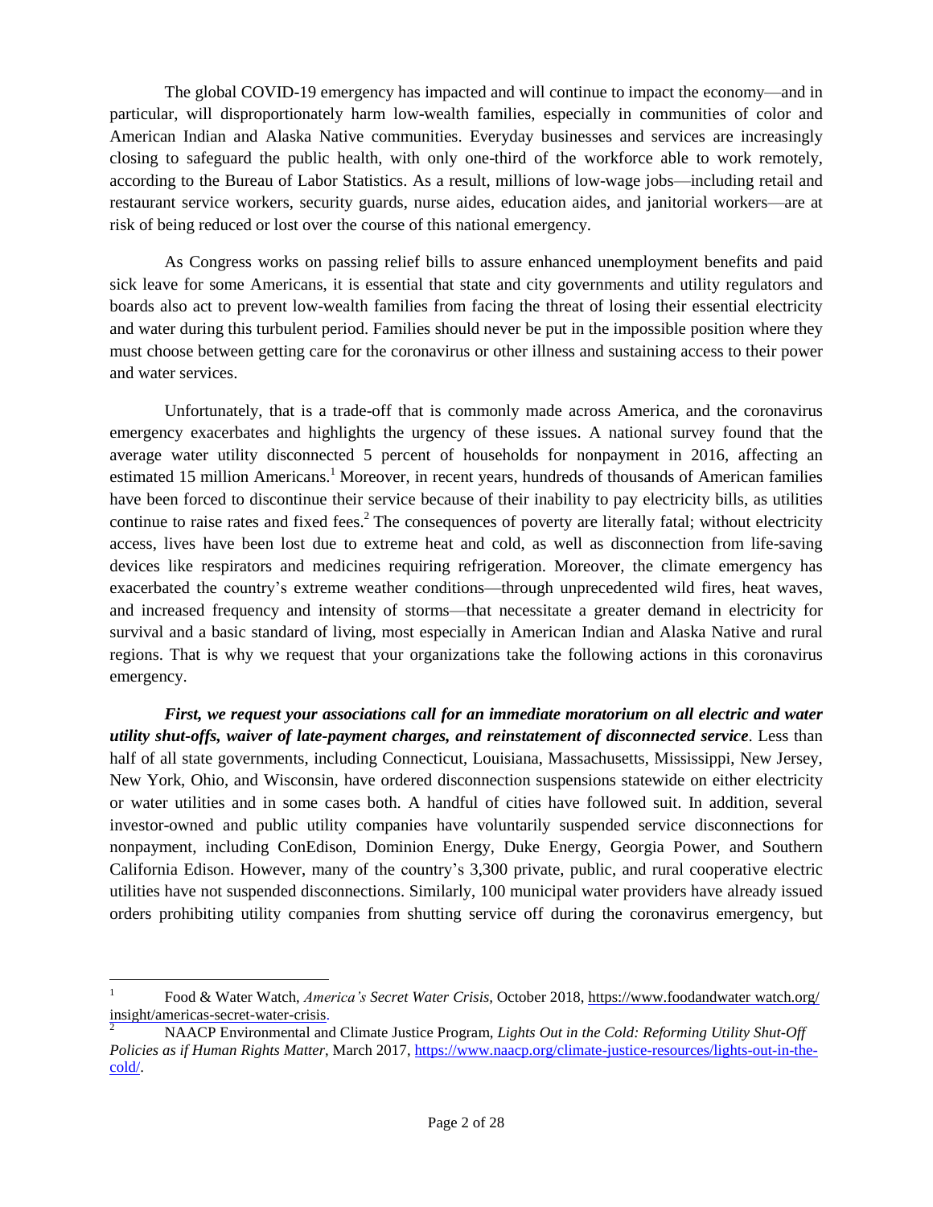The global COVID-19 emergency has impacted and will continue to impact the economy—and in particular, will disproportionately harm low-wealth families, especially in communities of color and American Indian and Alaska Native communities. Everyday businesses and services are increasingly closing to safeguard the public health, with only one-third of the workforce able to work remotely, according to the Bureau of Labor Statistics. As a result, millions of low-wage jobs—including retail and restaurant service workers, security guards, nurse aides, education aides, and janitorial workers—are at risk of being reduced or lost over the course of this national emergency.

As Congress works on passing relief bills to assure enhanced unemployment benefits and paid sick leave for some Americans, it is essential that state and city governments and utility regulators and boards also act to prevent low-wealth families from facing the threat of losing their essential electricity and water during this turbulent period. Families should never be put in the impossible position where they must choose between getting care for the coronavirus or other illness and sustaining access to their power and water services.

Unfortunately, that is a trade-off that is commonly made across America, and the coronavirus emergency exacerbates and highlights the urgency of these issues. A national survey found that the average water utility disconnected 5 percent of households for nonpayment in 2016, affecting an estimated 15 million Americans.[1] Moreover, in recent years, hundreds of thousands of American families have been forced to discontinue their service because of their inability to pay electricity bills, as utilities continue to raise rates and fixed fees.[2] The consequences of poverty are literally fatal; without electricity access, lives have been lost due to extreme heat and cold, as well as disconnection from life-saving devices like respirators and medicines requiring refrigeration. Moreover, the climate emergency has exacerbated the country's extreme weather conditions—through unprecedented wild fires, heat waves, and increased frequency and intensity of storms—that necessitate a greater demand in electricity for survival and a basic standard of living, most especially in American Indian and Alaska Native and rural regions. That is why we request that your organizations take the following actions in this coronavirus emergency.

***First, we request your associations call for an immediate moratorium on all electric and water utility shut-offs, waiver of late-payment charges, and reinstatement of disconnected service***. Less than half of all state governments, including Connecticut, Louisiana, Massachusetts, Mississippi, New Jersey, New York, Ohio, and Wisconsin, have ordered disconnection suspensions statewide on either electricity or water utilities and in some cases both. A handful of cities have followed suit. In addition, several investor-owned and public utility companies have voluntarily suspended service disconnections for nonpayment, including ConEdison, Dominion Energy, Duke Energy, Georgia Power, and Southern California Edison. However, many of the country's 3,300 private, public, and rural cooperative electric utilities have not suspended disconnections. Similarly, 100 municipal water providers have already issued orders prohibiting utility companies from shutting service off during the coronavirus emergency, but

---

[1] Food & Water Watch, *America's Secret Water Crisis*, October 2018, https://www.foodandwater watch.org/insight/americas-secret-water-crisis.

[2] NAACP Environmental and Climate Justice Program, *Lights Out in the Cold: Reforming Utility Shut-Off Policies as if Human Rights Matter*, March 2017, https://www.naacp.org/climate-justice-resources/lights-out-in-the-cold/.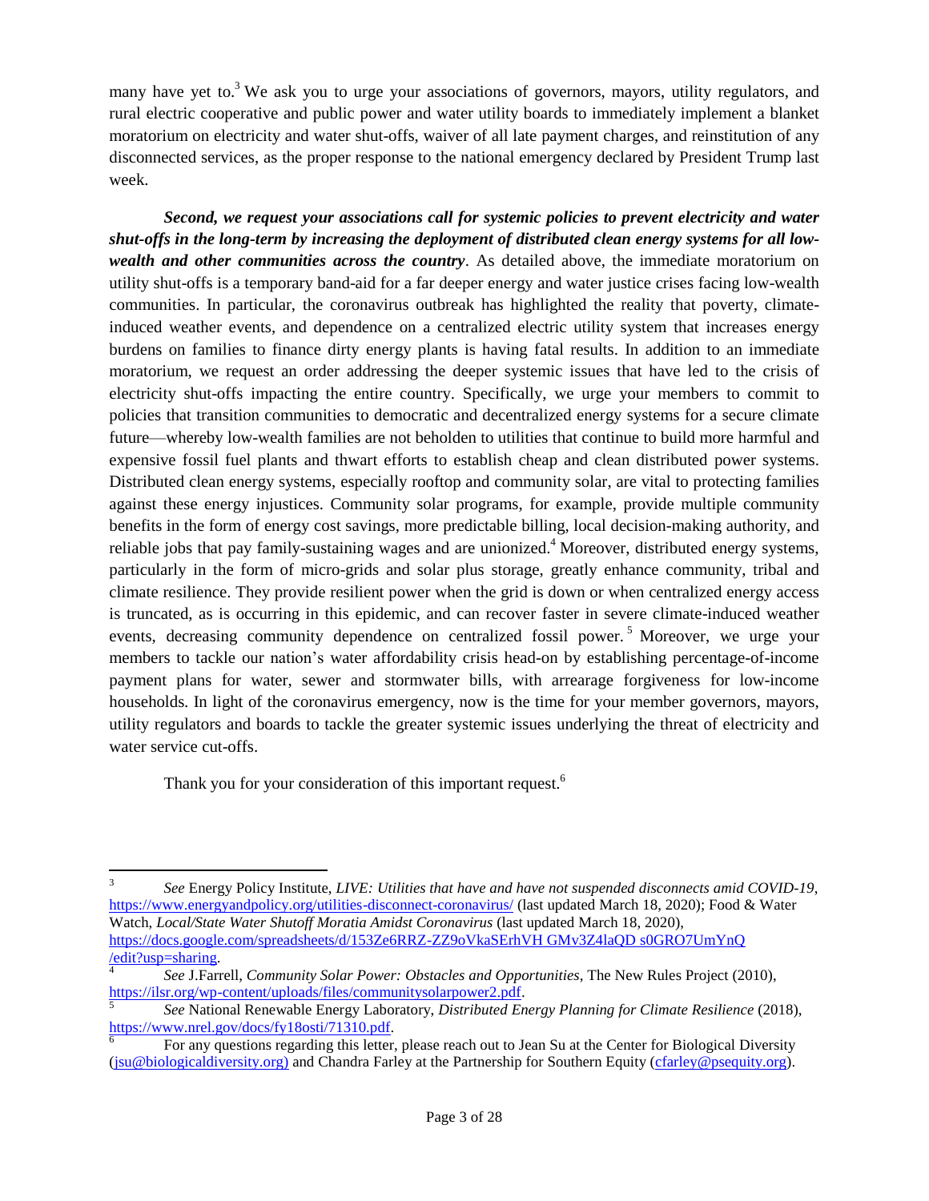many have yet to.[3] We ask you to urge your associations of governors, mayors, utility regulators, and rural electric cooperative and public power and water utility boards to immediately implement a blanket moratorium on electricity and water shut-offs, waiver of all late payment charges, and reinstitution of any disconnected services, as the proper response to the national emergency declared by President Trump last week.

***Second, we request your associations call for systemic policies to prevent electricity and water shut-offs in the long-term by increasing the deployment of distributed clean energy systems for all low-wealth and other communities across the country***. As detailed above, the immediate moratorium on utility shut-offs is a temporary band-aid for a far deeper energy and water justice crises facing low-wealth communities. In particular, the coronavirus outbreak has highlighted the reality that poverty, climate-induced weather events, and dependence on a centralized electric utility system that increases energy burdens on families to finance dirty energy plants is having fatal results. In addition to an immediate moratorium, we request an order addressing the deeper systemic issues that have led to the crisis of electricity shut-offs impacting the entire country. Specifically, we urge your members to commit to policies that transition communities to democratic and decentralized energy systems for a secure climate future—whereby low-wealth families are not beholden to utilities that continue to build more harmful and expensive fossil fuel plants and thwart efforts to establish cheap and clean distributed power systems. Distributed clean energy systems, especially rooftop and community solar, are vital to protecting families against these energy injustices. Community solar programs, for example, provide multiple community benefits in the form of energy cost savings, more predictable billing, local decision-making authority, and reliable jobs that pay family-sustaining wages and are unionized.[4] Moreover, distributed energy systems, particularly in the form of micro-grids and solar plus storage, greatly enhance community, tribal and climate resilience. They provide resilient power when the grid is down or when centralized energy access is truncated, as is occurring in this epidemic, and can recover faster in severe climate-induced weather events, decreasing community dependence on centralized fossil power.[5] Moreover, we urge your members to tackle our nation's water affordability crisis head-on by establishing percentage-of-income payment plans for water, sewer and stormwater bills, with arrearage forgiveness for low-income households. In light of the coronavirus emergency, now is the time for your member governors, mayors, utility regulators and boards to tackle the greater systemic issues underlying the threat of electricity and water service cut-offs.

Thank you for your consideration of this important request.[6]

---

[3] *See* Energy Policy Institute, *LIVE: Utilities that have and have not suspended disconnects amid COVID-19*, https://www.energyandpolicy.org/utilities-disconnect-coronavirus/ (last updated March 18, 2020); Food & Water Watch, *Local/State Water Shutoff Moratia Amidst Coronavirus* (last updated March 18, 2020), https://docs.google.com/spreadsheets/d/153Ze6RRZ-ZZ9oVkaSErhVH GMv3Z4laQD s0GRO7UmYnQ /edit?usp=sharing.

[4] *See* J.Farrell, *Community Solar Power: Obstacles and Opportunities*, The New Rules Project (2010), https://ilsr.org/wp-content/uploads/files/communitysolarpower2.pdf.

[5] *See* National Renewable Energy Laboratory, *Distributed Energy Planning for Climate Resilience* (2018), https://www.nrel.gov/docs/fy18osti/71310.pdf.

[6] For any questions regarding this letter, please reach out to Jean Su at the Center for Biological Diversity (jsu@biologicaldiversity.org) and Chandra Farley at the Partnership for Southern Equity (cfarley@psequity.org).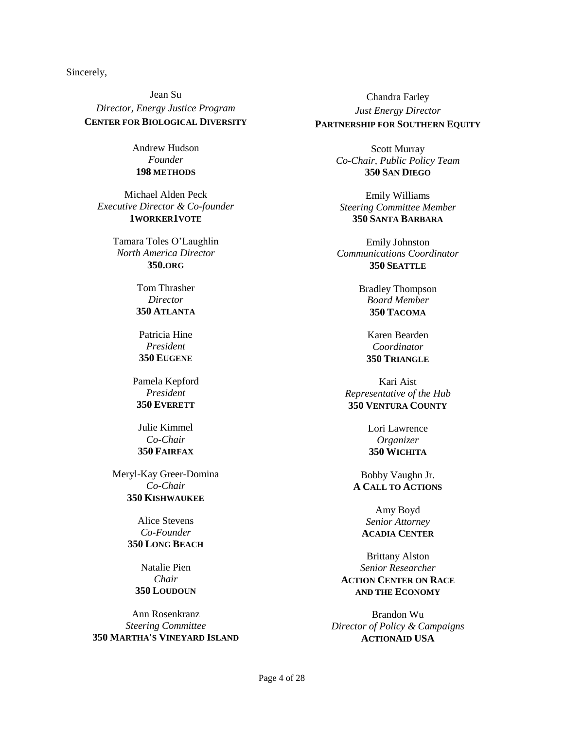Sincerely,

Jean Su
*Director, Energy Justice Program*
**CENTER FOR BIOLOGICAL DIVERSITY**

Andrew Hudson
*Founder*
**198 METHODS**

Michael Alden Peck
*Executive Director & Co-founder*
**1WORKER1VOTE**

Tamara Toles O'Laughlin
*North America Director*
**350.ORG**

Tom Thrasher
*Director*
**350 ATLANTA**

Patricia Hine
*President*
**350 EUGENE**

Pamela Kepford
*President*
**350 EVERETT**

Julie Kimmel
*Co-Chair*
**350 FAIRFAX**

Meryl-Kay Greer-Domina
*Co-Chair*
**350 KISHWAUKEE**

Alice Stevens
*Co-Founder*
**350 LONG BEACH**

Natalie Pien
*Chair*
**350 LOUDOUN**

Ann Rosenkranz
*Steering Committee*
**350 MARTHA'S VINEYARD ISLAND**

Chandra Farley
*Just Energy Director*
**PARTNERSHIP FOR SOUTHERN EQUITY**

Scott Murray
*Co-Chair, Public Policy Team*
**350 SAN DIEGO**

Emily Williams
*Steering Committee Member*
**350 SANTA BARBARA**

Emily Johnston
*Communications Coordinator*
**350 SEATTLE**

Bradley Thompson
*Board Member*
**350 TACOMA**

Karen Bearden
*Coordinator*
**350 TRIANGLE**

Kari Aist
*Representative of the Hub*
**350 VENTURA COUNTY**

Lori Lawrence
*Organizer*
**350 WICHITA**

Bobby Vaughn Jr.
**A CALL TO ACTIONS**

Amy Boyd
*Senior Attorney*
**ACADIA CENTER**

Brittany Alston
*Senior Researcher*
**ACTION CENTER ON RACE AND THE ECONOMY**

Brandon Wu
*Director of Policy & Campaigns*
**ACTIONAID USA**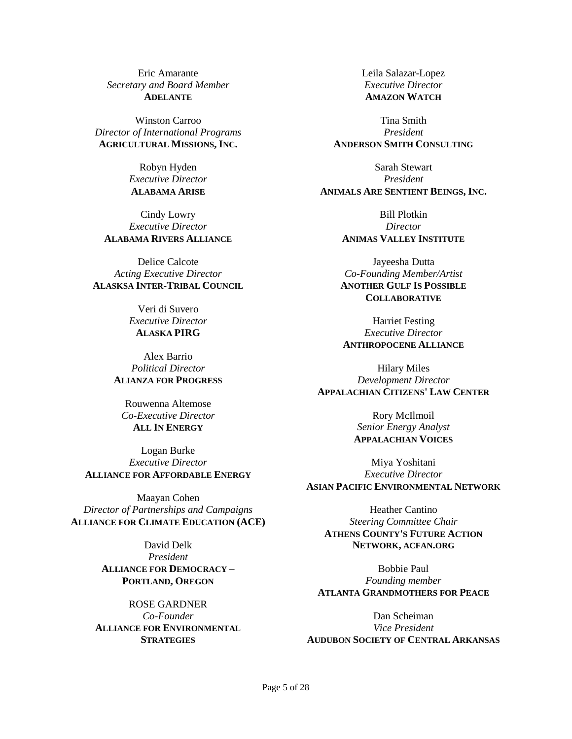Eric Amarante
*Secretary and Board Member*
**ADELANTE**

Winston Carroo
*Director of International Programs*
**AGRICULTURAL MISSIONS, INC.**

Robyn Hyden
*Executive Director*
**ALABAMA ARISE**

Cindy Lowry
*Executive Director*
**ALABAMA RIVERS ALLIANCE**

Delice Calcote
*Acting Executive Director*
**ALASKSA INTER-TRIBAL COUNCIL**

Veri di Suvero
*Executive Director*
**ALASKA PIRG**

Alex Barrio
*Political Director*
**ALIANZA FOR PROGRESS**

Rouwenna Altemose
*Co-Executive Director*
**ALL IN ENERGY**

Logan Burke
*Executive Director*
**ALLIANCE FOR AFFORDABLE ENERGY**

Maayan Cohen
*Director of Partnerships and Campaigns*
**ALLIANCE FOR CLIMATE EDUCATION (ACE)**

David Delk
*President*
**ALLIANCE FOR DEMOCRACY – PORTLAND, OREGON**

ROSE GARDNER
*Co-Founder*
**ALLIANCE FOR ENVIRONMENTAL STRATEGIES**

Leila Salazar-Lopez
*Executive Director*
**AMAZON WATCH**

Tina Smith
*President*
**ANDERSON SMITH CONSULTING**

Sarah Stewart
*President*
**ANIMALS ARE SENTIENT BEINGS, INC.**

Bill Plotkin
*Director*
**ANIMAS VALLEY INSTITUTE**

Jayeesha Dutta
*Co-Founding Member/Artist*
**ANOTHER GULF IS POSSIBLE COLLABORATIVE**

Harriet Festing
*Executive Director*
**ANTHROPOCENE ALLIANCE**

Hilary Miles
*Development Director*
**APPALACHIAN CITIZENS' LAW CENTER**

Rory McIlmoil
*Senior Energy Analyst*
**APPALACHIAN VOICES**

Miya Yoshitani
*Executive Director*
**ASIAN PACIFIC ENVIRONMENTAL NETWORK**

Heather Cantino
*Steering Committee Chair*
**ATHENS COUNTY'S FUTURE ACTION NETWORK, ACFAN.ORG**

Bobbie Paul
*Founding member*
**ATLANTA GRANDMOTHERS FOR PEACE**

Dan Scheiman
*Vice President*
**AUDUBON SOCIETY OF CENTRAL ARKANSAS**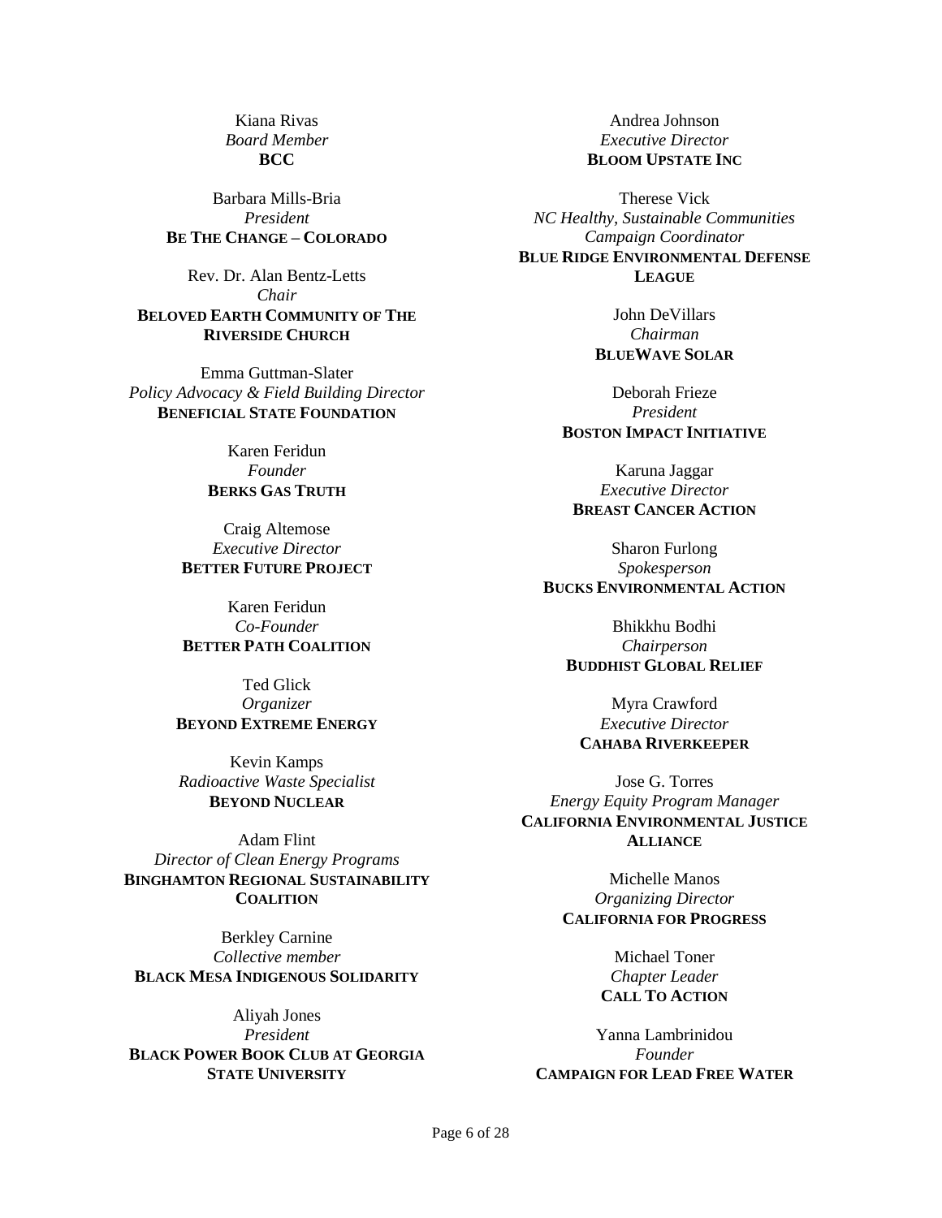Kiana Rivas
*Board Member*
**BCC**

Barbara Mills-Bria
*President*
**BE THE CHANGE – COLORADO**

Rev. Dr. Alan Bentz-Letts
*Chair*
**BELOVED EARTH COMMUNITY OF THE RIVERSIDE CHURCH**

Emma Guttman-Slater
*Policy Advocacy & Field Building Director*
**BENEFICIAL STATE FOUNDATION**

Karen Feridun
*Founder*
**BERKS GAS TRUTH**

Craig Altemose
*Executive Director*
**BETTER FUTURE PROJECT**

Karen Feridun
*Co-Founder*
**BETTER PATH COALITION**

Ted Glick
*Organizer*
**BEYOND EXTREME ENERGY**

Kevin Kamps
*Radioactive Waste Specialist*
**BEYOND NUCLEAR**

Adam Flint
*Director of Clean Energy Programs*
**BINGHAMTON REGIONAL SUSTAINABILITY COALITION**

Berkley Carnine
*Collective member*
**BLACK MESA INDIGENOUS SOLIDARITY**

Aliyah Jones
*President*
**BLACK POWER BOOK CLUB AT GEORGIA STATE UNIVERSITY**

Andrea Johnson
*Executive Director*
**BLOOM UPSTATE INC**

Therese Vick
*NC Healthy, Sustainable Communities Campaign Coordinator*
**BLUE RIDGE ENVIRONMENTAL DEFENSE LEAGUE**

John DeVillars
*Chairman*
**BLUEWAVE SOLAR**

Deborah Frieze
*President*
**BOSTON IMPACT INITIATIVE**

Karuna Jaggar
*Executive Director*
**BREAST CANCER ACTION**

Sharon Furlong
*Spokesperson*
**BUCKS ENVIRONMENTAL ACTION**

Bhikkhu Bodhi
*Chairperson*
**BUDDHIST GLOBAL RELIEF**

Myra Crawford
*Executive Director*
**CAHABA RIVERKEEPER**

Jose G. Torres
*Energy Equity Program Manager*
**CALIFORNIA ENVIRONMENTAL JUSTICE ALLIANCE**

Michelle Manos
*Organizing Director*
**CALIFORNIA FOR PROGRESS**

Michael Toner
*Chapter Leader*
**CALL TO ACTION**

Yanna Lambrinidou
*Founder*
**CAMPAIGN FOR LEAD FREE WATER**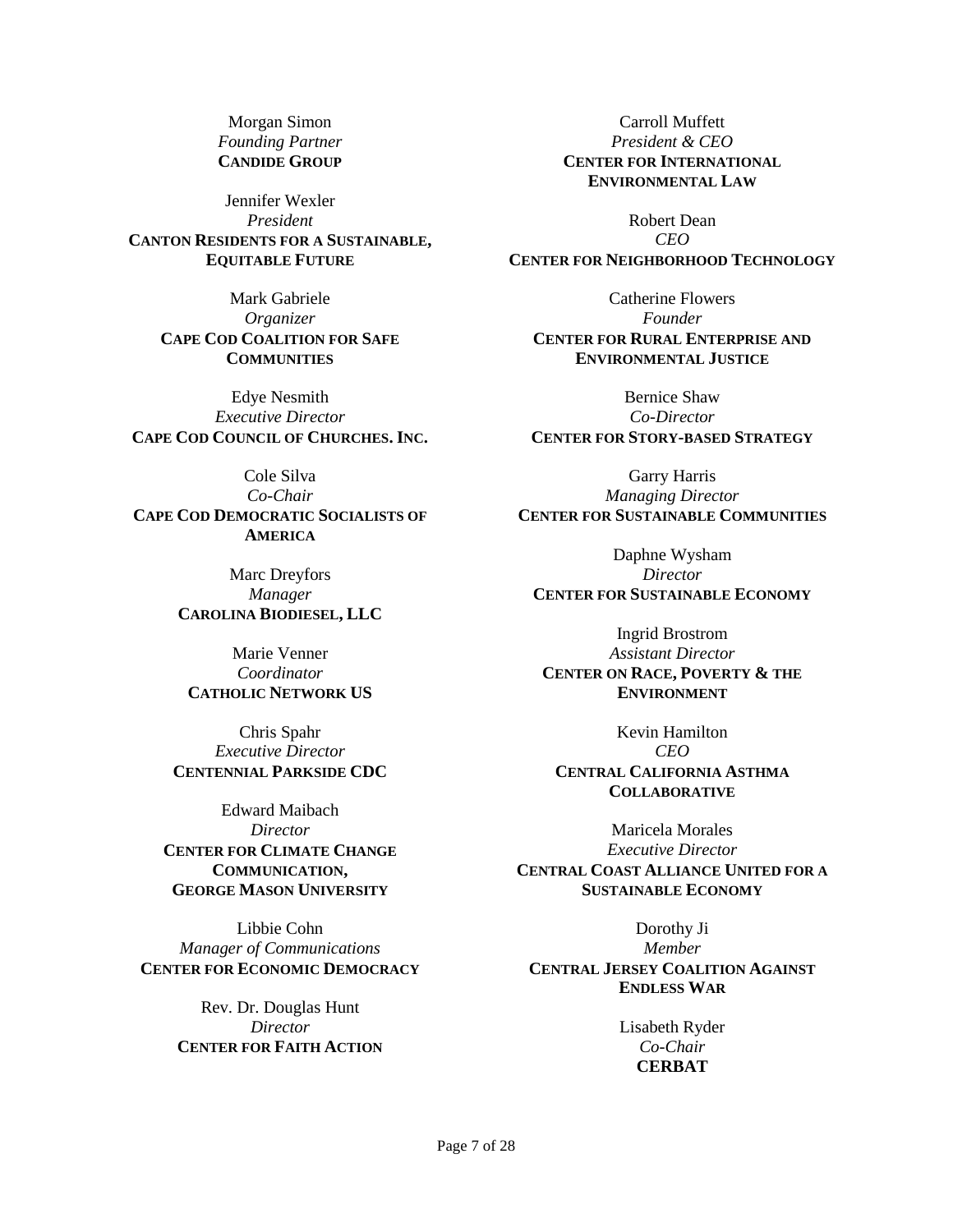Morgan Simon
*Founding Partner*
**CANDIDE GROUP**

Jennifer Wexler
*President*
**CANTON RESIDENTS FOR A SUSTAINABLE, EQUITABLE FUTURE**

Mark Gabriele
*Organizer*
**CAPE COD COALITION FOR SAFE COMMUNITIES**

Edye Nesmith
*Executive Director*
**CAPE COD COUNCIL OF CHURCHES. INC.**

Cole Silva
*Co-Chair*
**CAPE COD DEMOCRATIC SOCIALISTS OF AMERICA**

Marc Dreyfors
*Manager*
**CAROLINA BIODIESEL, LLC**

Marie Venner
*Coordinator*
**CATHOLIC NETWORK US**

Chris Spahr
*Executive Director*
**CENTENNIAL PARKSIDE CDC**

Edward Maibach
*Director*
**CENTER FOR CLIMATE CHANGE COMMUNICATION, GEORGE MASON UNIVERSITY**

Libbie Cohn
*Manager of Communications*
**CENTER FOR ECONOMIC DEMOCRACY**

Rev. Dr. Douglas Hunt
*Director*
**CENTER FOR FAITH ACTION**

Carroll Muffett
*President & CEO*
**CENTER FOR INTERNATIONAL ENVIRONMENTAL LAW**

Robert Dean
*CEO*
**CENTER FOR NEIGHBORHOOD TECHNOLOGY**

Catherine Flowers
*Founder*
**CENTER FOR RURAL ENTERPRISE AND ENVIRONMENTAL JUSTICE**

Bernice Shaw
*Co-Director*
**CENTER FOR STORY-BASED STRATEGY**

Garry Harris
*Managing Director*
**CENTER FOR SUSTAINABLE COMMUNITIES**

Daphne Wysham
*Director*
**CENTER FOR SUSTAINABLE ECONOMY**

Ingrid Brostrom
*Assistant Director*
**CENTER ON RACE, POVERTY & THE ENVIRONMENT**

Kevin Hamilton
*CEO*
**CENTRAL CALIFORNIA ASTHMA COLLABORATIVE**

Maricela Morales
*Executive Director*
**CENTRAL COAST ALLIANCE UNITED FOR A SUSTAINABLE ECONOMY**

Dorothy Ji
*Member*
**CENTRAL JERSEY COALITION AGAINST ENDLESS WAR**

Lisabeth Ryder
*Co-Chair*
**CERBAT**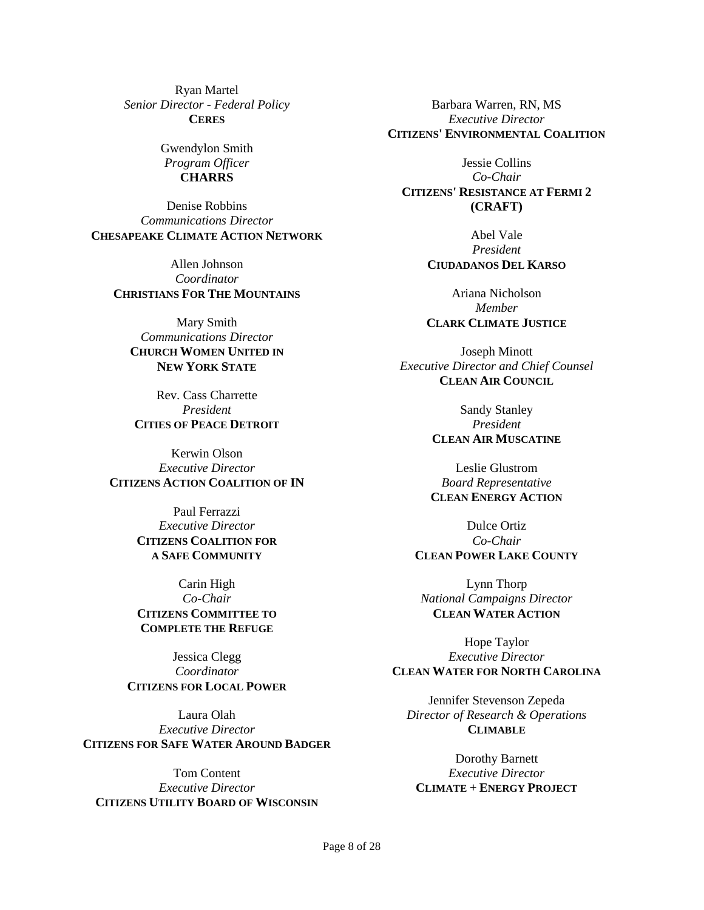Ryan Martel
*Senior Director - Federal Policy*
**CERES**

Gwendylon Smith
*Program Officer*
**CHARRS**

Denise Robbins
*Communications Director*
**CHESAPEAKE CLIMATE ACTION NETWORK**

Allen Johnson
*Coordinator*
**CHRISTIANS FOR THE MOUNTAINS**

Mary Smith
*Communications Director*
**CHURCH WOMEN UNITED IN NEW YORK STATE**

Rev. Cass Charrette
*President*
**CITIES OF PEACE DETROIT**

Kerwin Olson
*Executive Director*
**CITIZENS ACTION COALITION OF IN**

Paul Ferrazzi
*Executive Director*
**CITIZENS COALITION FOR A SAFE COMMUNITY**

Carin High
*Co-Chair*
**CITIZENS COMMITTEE TO COMPLETE THE REFUGE**

Jessica Clegg
*Coordinator*
**CITIZENS FOR LOCAL POWER**

Laura Olah
*Executive Director*
**CITIZENS FOR SAFE WATER AROUND BADGER**

Tom Content
*Executive Director*
**CITIZENS UTILITY BOARD OF WISCONSIN**

Barbara Warren, RN, MS
*Executive Director*
**CITIZENS' ENVIRONMENTAL COALITION**

Jessie Collins
*Co-Chair*
**CITIZENS' RESISTANCE AT FERMI 2 (CRAFT)**

Abel Vale
*President*
**CIUDADANOS DEL KARSO**

Ariana Nicholson
*Member*
**CLARK CLIMATE JUSTICE**

Joseph Minott
*Executive Director and Chief Counsel*
**CLEAN AIR COUNCIL**

Sandy Stanley
*President*
**CLEAN AIR MUSCATINE**

Leslie Glustrom
*Board Representative*
**CLEAN ENERGY ACTION**

Dulce Ortiz
*Co-Chair*
**CLEAN POWER LAKE COUNTY**

Lynn Thorp
*National Campaigns Director*
**CLEAN WATER ACTION**

Hope Taylor
*Executive Director*
**CLEAN WATER FOR NORTH CAROLINA**

Jennifer Stevenson Zepeda
*Director of Research & Operations*
**CLIMABLE**

Dorothy Barnett
*Executive Director*
**CLIMATE + ENERGY PROJECT**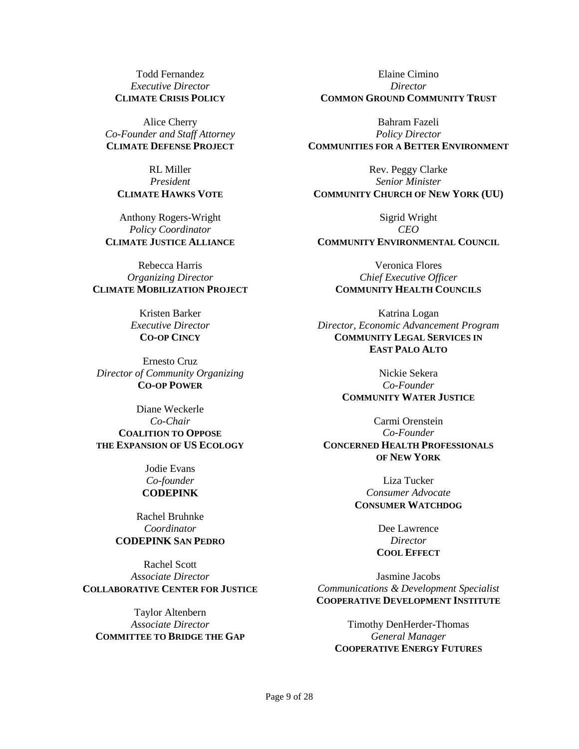Todd Fernandez
*Executive Director*
**CLIMATE CRISIS POLICY**

Alice Cherry
*Co-Founder and Staff Attorney*
**CLIMATE DEFENSE PROJECT**

RL Miller
*President*
**CLIMATE HAWKS VOTE**

Anthony Rogers-Wright
*Policy Coordinator*
**CLIMATE JUSTICE ALLIANCE**

Rebecca Harris
*Organizing Director*
**CLIMATE MOBILIZATION PROJECT**

Kristen Barker
*Executive Director*
**CO-OP CINCY**

Ernesto Cruz
*Director of Community Organizing*
**CO-OP POWER**

Diane Weckerle
*Co-Chair*
**COALITION TO OPPOSE THE EXPANSION OF US ECOLOGY**

Jodie Evans
*Co-founder*
**CODEPINK**

Rachel Bruhnke
*Coordinator*
**CODEPINK SAN PEDRO**

Rachel Scott
*Associate Director*
**COLLABORATIVE CENTER FOR JUSTICE**

Taylor Altenbern
*Associate Director*
**COMMITTEE TO BRIDGE THE GAP**

Elaine Cimino
*Director*
**COMMON GROUND COMMUNITY TRUST**

Bahram Fazeli
*Policy Director*
**COMMUNITIES FOR A BETTER ENVIRONMENT**

Rev. Peggy Clarke
*Senior Minister*
**COMMUNITY CHURCH OF NEW YORK (UU)**

Sigrid Wright
*CEO*
**COMMUNITY ENVIRONMENTAL COUNCIL**

Veronica Flores
*Chief Executive Officer*
**COMMUNITY HEALTH COUNCILS**

Katrina Logan
*Director, Economic Advancement Program*
**COMMUNITY LEGAL SERVICES IN EAST PALO ALTO**

Nickie Sekera
*Co-Founder*
**COMMUNITY WATER JUSTICE**

Carmi Orenstein
*Co-Founder*
**CONCERNED HEALTH PROFESSIONALS OF NEW YORK**

Liza Tucker
*Consumer Advocate*
**CONSUMER WATCHDOG**

Dee Lawrence
*Director*
**COOL EFFECT**

Jasmine Jacobs
*Communications & Development Specialist*
**COOPERATIVE DEVELOPMENT INSTITUTE**

Timothy DenHerder-Thomas
*General Manager*
**COOPERATIVE ENERGY FUTURES**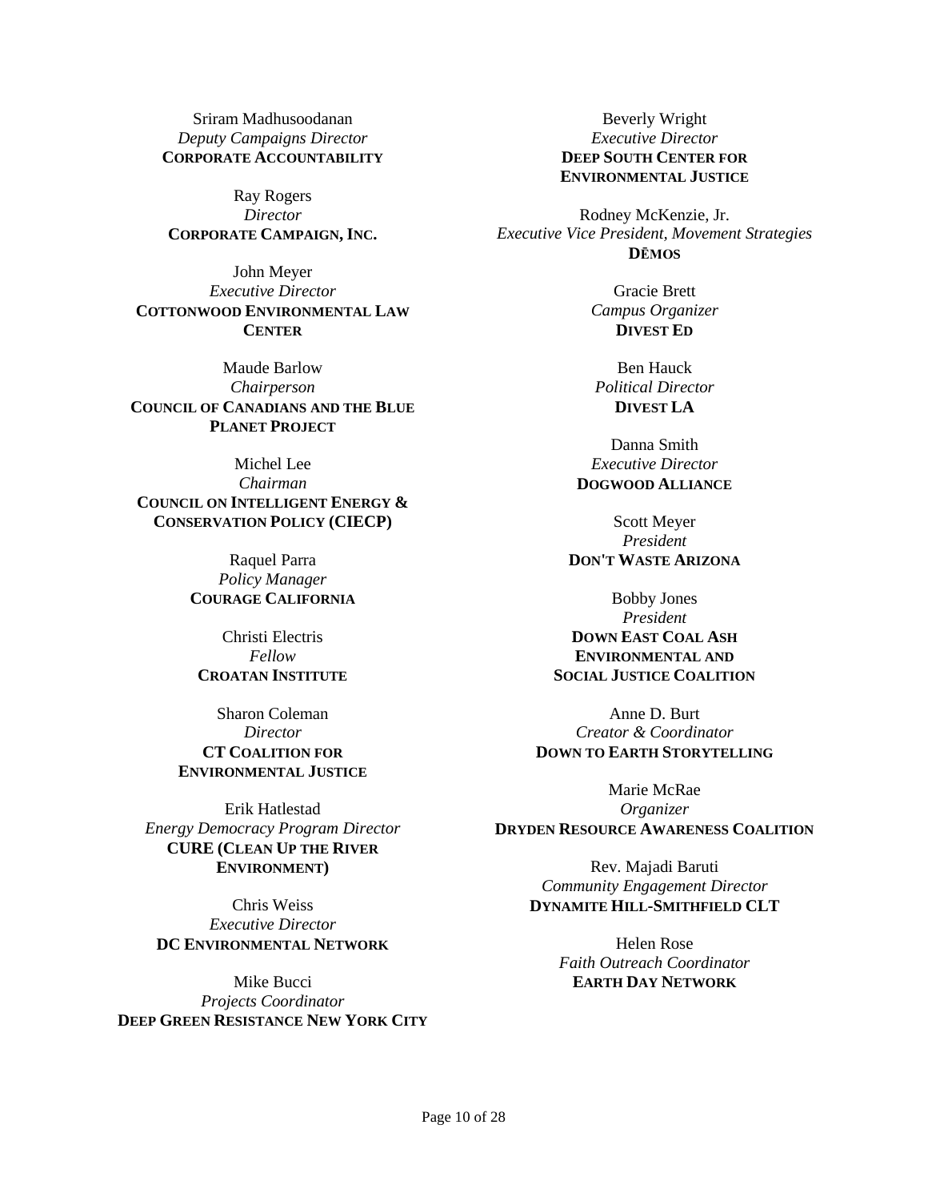Sriram Madhusoodanan
*Deputy Campaigns Director*
**CORPORATE ACCOUNTABILITY**

Ray Rogers
*Director*
**CORPORATE CAMPAIGN, INC.**

John Meyer
*Executive Director*
**COTTONWOOD ENVIRONMENTAL LAW CENTER**

Maude Barlow
*Chairperson*
**COUNCIL OF CANADIANS AND THE BLUE PLANET PROJECT**

Michel Lee
*Chairman*
**COUNCIL ON INTELLIGENT ENERGY & CONSERVATION POLICY (CIECP)**

Raquel Parra
*Policy Manager*
**COURAGE CALIFORNIA**

Christi Electris
*Fellow*
**CROATAN INSTITUTE**

Sharon Coleman
*Director*
**CT COALITION FOR ENVIRONMENTAL JUSTICE**

Erik Hatlestad
*Energy Democracy Program Director*
**CURE (CLEAN UP THE RIVER ENVIRONMENT)**

Chris Weiss
*Executive Director*
**DC ENVIRONMENTAL NETWORK**

Mike Bucci
*Projects Coordinator*
**DEEP GREEN RESISTANCE NEW YORK CITY**

Beverly Wright
*Executive Director*
**DEEP SOUTH CENTER FOR ENVIRONMENTAL JUSTICE**

Rodney McKenzie, Jr.
*Executive Vice President, Movement Strategies*
**DĒMOS**

Gracie Brett
*Campus Organizer*
**DIVEST ED**

Ben Hauck
*Political Director*
**DIVEST LA**

Danna Smith
*Executive Director*
**DOGWOOD ALLIANCE**

Scott Meyer
*President*
**DON'T WASTE ARIZONA**

Bobby Jones
*President*
**DOWN EAST COAL ASH ENVIRONMENTAL AND SOCIAL JUSTICE COALITION**

Anne D. Burt
*Creator & Coordinator*
**DOWN TO EARTH STORYTELLING**

Marie McRae
*Organizer*
**DRYDEN RESOURCE AWARENESS COALITION**

Rev. Majadi Baruti
*Community Engagement Director*
**DYNAMITE HILL-SMITHFIELD CLT**

Helen Rose
*Faith Outreach Coordinator*
**EARTH DAY NETWORK**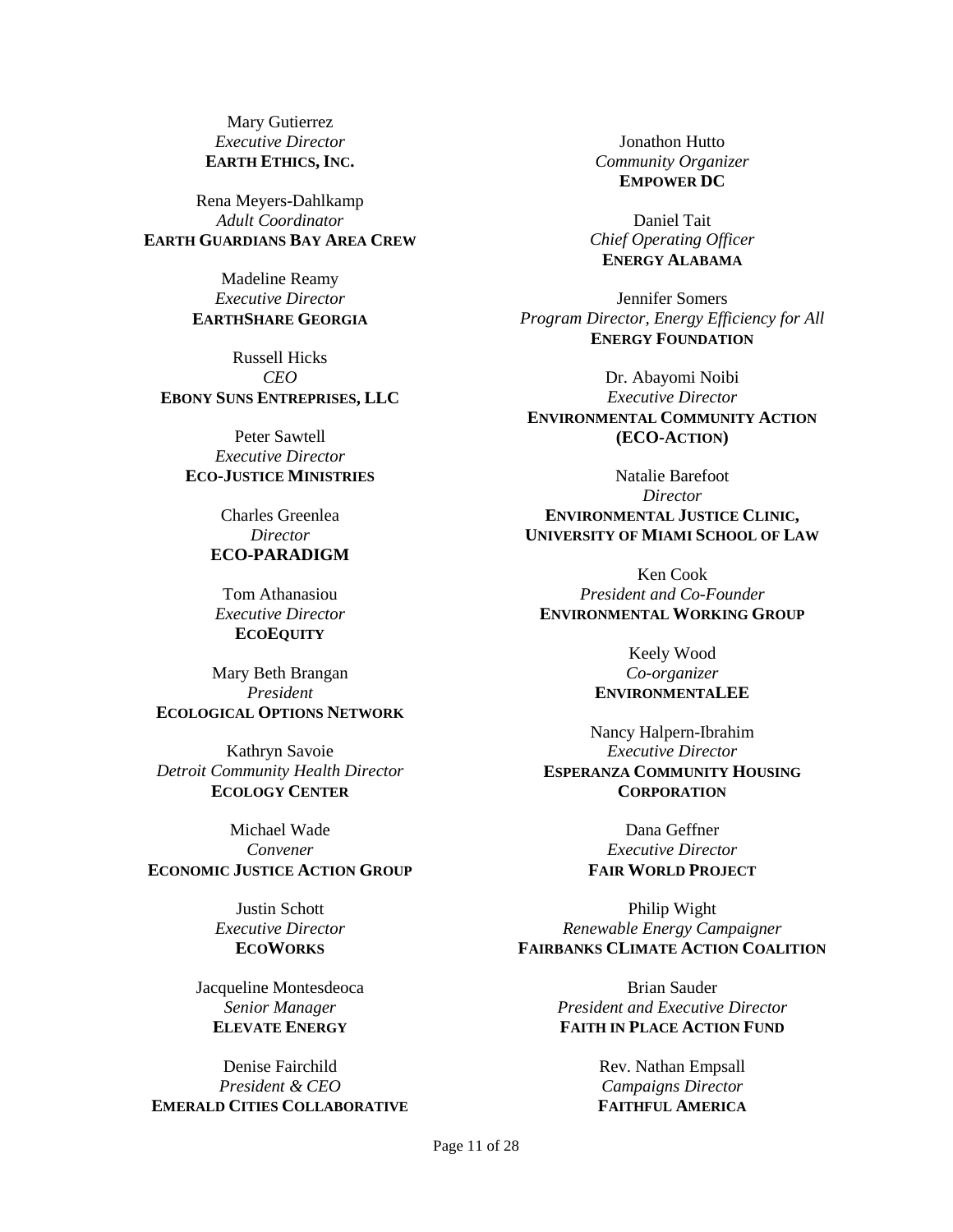Mary Gutierrez
*Executive Director*
**EARTH ETHICS, INC.**

Rena Meyers-Dahlkamp
*Adult Coordinator*
**EARTH GUARDIANS BAY AREA CREW**

Madeline Reamy
*Executive Director*
**EARTHSHARE GEORGIA**

Russell Hicks
*CEO*
**EBONY SUNS ENTREPRISES, LLC**

Peter Sawtell
*Executive Director*
**ECO-JUSTICE MINISTRIES**

Charles Greenlea
*Director*
**ECO-PARADIGM**

Tom Athanasiou
*Executive Director*
**ECOEQUITY**

Mary Beth Brangan
*President*
**ECOLOGICAL OPTIONS NETWORK**

Kathryn Savoie
*Detroit Community Health Director*
**ECOLOGY CENTER**

Michael Wade
*Convener*
**ECONOMIC JUSTICE ACTION GROUP**

Justin Schott
*Executive Director*
**ECOWORKS**

Jacqueline Montesdeoca
*Senior Manager*
**ELEVATE ENERGY**

Denise Fairchild
*President & CEO*
**EMERALD CITIES COLLABORATIVE**

Jonathon Hutto
*Community Organizer*
**EMPOWER DC**

Daniel Tait
*Chief Operating Officer*
**ENERGY ALABAMA**

Jennifer Somers
*Program Director, Energy Efficiency for All*
**ENERGY FOUNDATION**

Dr. Abayomi Noibi
*Executive Director*
**ENVIRONMENTAL COMMUNITY ACTION (ECO-ACTION)**

Natalie Barefoot
*Director*
**ENVIRONMENTAL JUSTICE CLINIC, UNIVERSITY OF MIAMI SCHOOL OF LAW**

Ken Cook
*President and Co-Founder*
**ENVIRONMENTAL WORKING GROUP**

Keely Wood
*Co-organizer*
**ENVIRONMENTALEE**

Nancy Halpern-Ibrahim
*Executive Director*
**ESPERANZA COMMUNITY HOUSING CORPORATION**

Dana Geffner
*Executive Director*
**FAIR WORLD PROJECT**

Philip Wight
*Renewable Energy Campaigner*
**FAIRBANKS CLIMATE ACTION COALITION**

Brian Sauder
*President and Executive Director*
**FAITH IN PLACE ACTION FUND**

Rev. Nathan Empsall
*Campaigns Director*
**FAITHFUL AMERICA**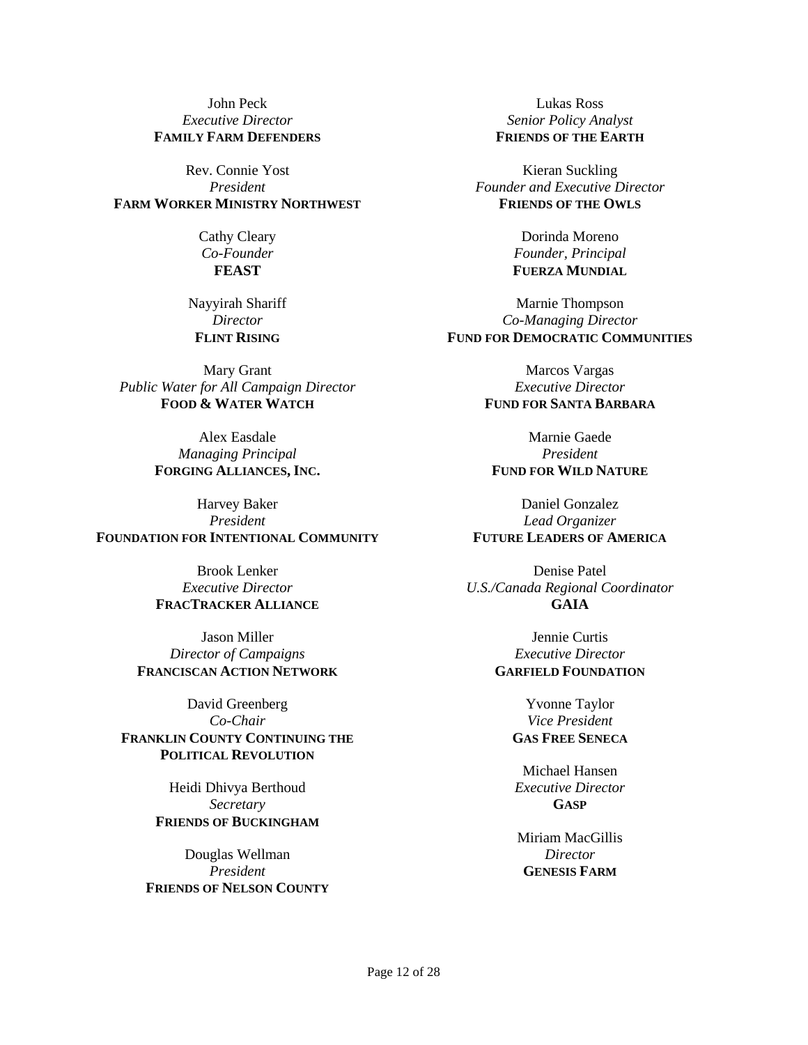John Peck
*Executive Director*
**FAMILY FARM DEFENDERS**

Rev. Connie Yost
*President*
**FARM WORKER MINISTRY NORTHWEST**

Cathy Cleary
*Co-Founder*
**FEAST**

Nayyirah Shariff
*Director*
**FLINT RISING**

Mary Grant
*Public Water for All Campaign Director*
**FOOD & WATER WATCH**

Alex Easdale
*Managing Principal*
**FORGING ALLIANCES, INC.**

Harvey Baker
*President*
**FOUNDATION FOR INTENTIONAL COMMUNITY**

Brook Lenker
*Executive Director*
**FRACTRACKER ALLIANCE**

Jason Miller
*Director of Campaigns*
**FRANCISCAN ACTION NETWORK**

David Greenberg
*Co-Chair*
**FRANKLIN COUNTY CONTINUING THE POLITICAL REVOLUTION**

Heidi Dhivya Berthoud
*Secretary*
**FRIENDS OF BUCKINGHAM**

Douglas Wellman
*President*
**FRIENDS OF NELSON COUNTY**

Lukas Ross
*Senior Policy Analyst*
**FRIENDS OF THE EARTH**

Kieran Suckling
*Founder and Executive Director*
**FRIENDS OF THE OWLS**

Dorinda Moreno
*Founder, Principal*
**FUERZA MUNDIAL**

Marnie Thompson
*Co-Managing Director*
**FUND FOR DEMOCRATIC COMMUNITIES**

Marcos Vargas
*Executive Director*
**FUND FOR SANTA BARBARA**

Marnie Gaede
*President*
**FUND FOR WILD NATURE**

Daniel Gonzalez
*Lead Organizer*
**FUTURE LEADERS OF AMERICA**

Denise Patel
*U.S./Canada Regional Coordinator*
**GAIA**

Jennie Curtis
*Executive Director*
**GARFIELD FOUNDATION**

Yvonne Taylor
*Vice President*
**GAS FREE SENECA**

Michael Hansen
*Executive Director*
**GASP**

Miriam MacGillis
*Director*
**GENESIS FARM**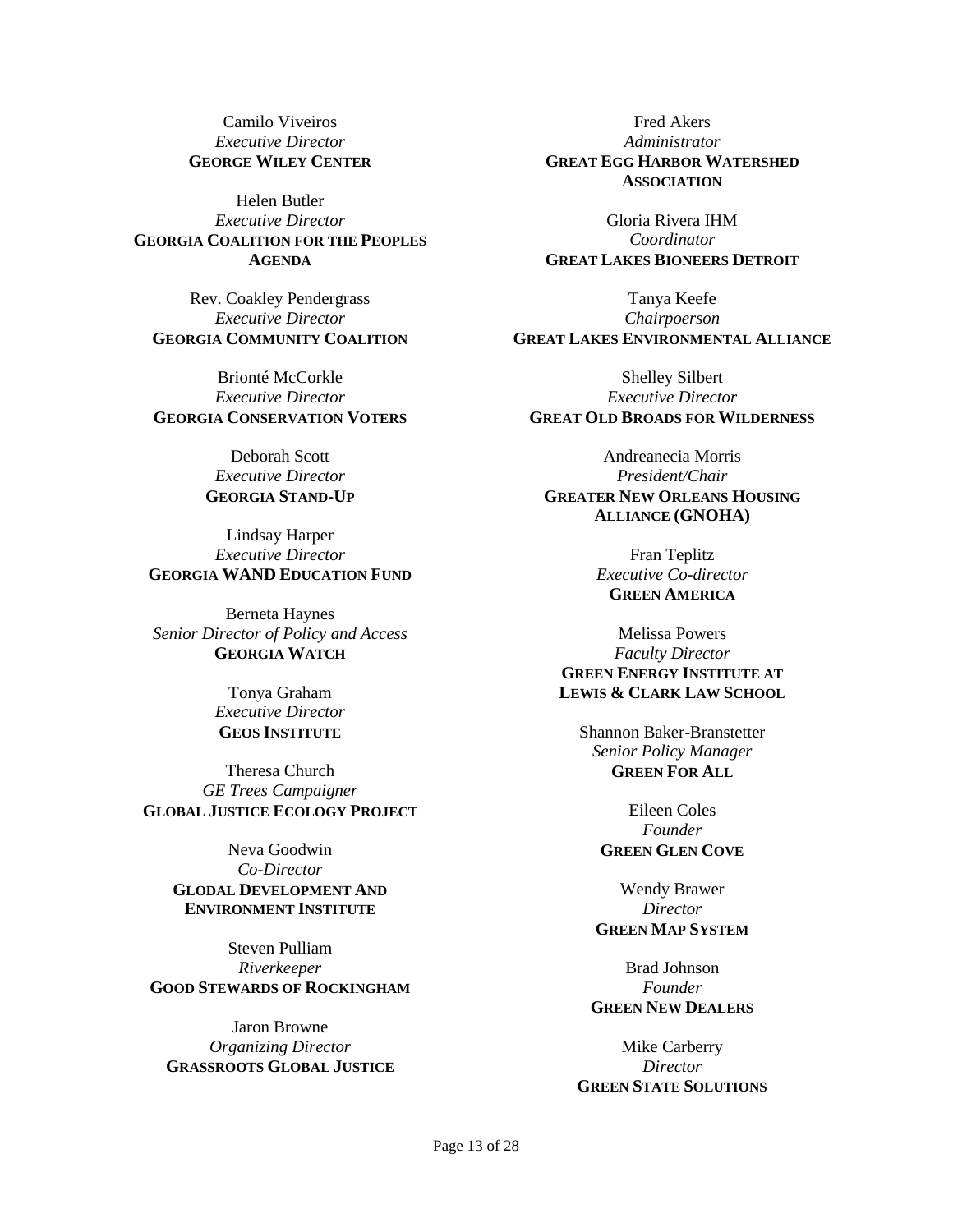Camilo Viveiros
*Executive Director*
**GEORGE WILEY CENTER**

Helen Butler
*Executive Director*
**GEORGIA COALITION FOR THE PEOPLES AGENDA**

Rev. Coakley Pendergrass
*Executive Director*
**GEORGIA COMMUNITY COALITION**

Brionté McCorkle
*Executive Director*
**GEORGIA CONSERVATION VOTERS**

Deborah Scott
*Executive Director*
**GEORGIA STAND-UP**

Lindsay Harper
*Executive Director*
**GEORGIA WAND EDUCATION FUND**

Berneta Haynes
*Senior Director of Policy and Access*
**GEORGIA WATCH**

Tonya Graham
*Executive Director*
**GEOS INSTITUTE**

Theresa Church
*GE Trees Campaigner*
**GLOBAL JUSTICE ECOLOGY PROJECT**

Neva Goodwin
*Co-Director*
**GLODAL DEVELOPMENT AND ENVIRONMENT INSTITUTE**

Steven Pulliam
*Riverkeeper*
**GOOD STEWARDS OF ROCKINGHAM**

Jaron Browne
*Organizing Director*
**GRASSROOTS GLOBAL JUSTICE**

Fred Akers
*Administrator*
**GREAT EGG HARBOR WATERSHED ASSOCIATION**

Gloria Rivera IHM
*Coordinator*
**GREAT LAKES BIONEERS DETROIT**

Tanya Keefe
*Chairpoerson*
**GREAT LAKES ENVIRONMENTAL ALLIANCE**

Shelley Silbert
*Executive Director*
**GREAT OLD BROADS FOR WILDERNESS**

Andreanecia Morris
*President/Chair*
**GREATER NEW ORLEANS HOUSING ALLIANCE (GNOHA)**

Fran Teplitz
*Executive Co-director*
**GREEN AMERICA**

Melissa Powers
*Faculty Director*
**GREEN ENERGY INSTITUTE AT LEWIS & CLARK LAW SCHOOL**

Shannon Baker-Branstetter
*Senior Policy Manager*
**GREEN FOR ALL**

Eileen Coles
*Founder*
**GREEN GLEN COVE**

Wendy Brawer
*Director*
**GREEN MAP SYSTEM**

Brad Johnson
*Founder*
**GREEN NEW DEALERS**

Mike Carberry
*Director*
**GREEN STATE SOLUTIONS**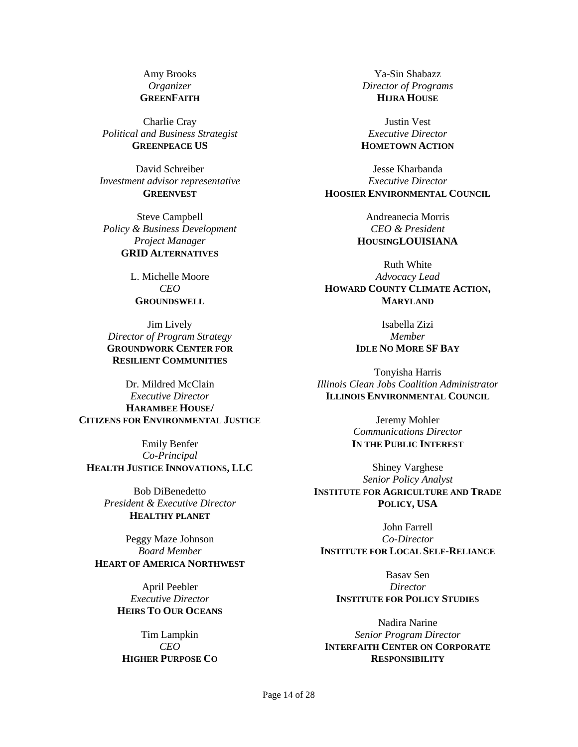Amy Brooks
*Organizer*
**GREENFAITH**

Charlie Cray
*Political and Business Strategist*
**GREENPEACE US**

David Schreiber
*Investment advisor representative*
**GREENVEST**

Steve Campbell
*Policy & Business Development Project Manager*
**GRID ALTERNATIVES**

L. Michelle Moore
*CEO*
**GROUNDSWELL**

Jim Lively
*Director of Program Strategy*
**GROUNDWORK CENTER FOR RESILIENT COMMUNITIES**

Dr. Mildred McClain
*Executive Director*
**HARAMBEE HOUSE/ CITIZENS FOR ENVIRONMENTAL JUSTICE**

Emily Benfer
*Co-Principal*
**HEALTH JUSTICE INNOVATIONS, LLC**

Bob DiBenedetto
*President & Executive Director*
**HEALTHY PLANET**

Peggy Maze Johnson
*Board Member*
**HEART OF AMERICA NORTHWEST**

April Peebler
*Executive Director*
**HEIRS TO OUR OCEANS**

Tim Lampkin
*CEO*
**HIGHER PURPOSE CO**

Ya-Sin Shabazz
*Director of Programs*
**HIJRA HOUSE**

Justin Vest
*Executive Director*
**HOMETOWN ACTION**

Jesse Kharbanda
*Executive Director*
**HOOSIER ENVIRONMENTAL COUNCIL**

Andreanecia Morris
*CEO & President*
**HOUSINGLOUISIANA**

Ruth White
*Advocacy Lead*
**HOWARD COUNTY CLIMATE ACTION, MARYLAND**

Isabella Zizi
*Member*
**IDLE NO MORE SF BAY**

Tonyisha Harris
*Illinois Clean Jobs Coalition Administrator*
**ILLINOIS ENVIRONMENTAL COUNCIL**

Jeremy Mohler
*Communications Director*
**IN THE PUBLIC INTEREST**

Shiney Varghese
*Senior Policy Analyst*
**INSTITUTE FOR AGRICULTURE AND TRADE POLICY, USA**

John Farrell
*Co-Director*
**INSTITUTE FOR LOCAL SELF-RELIANCE**

Basav Sen
*Director*
**INSTITUTE FOR POLICY STUDIES**

Nadira Narine
*Senior Program Director*
**INTERFAITH CENTER ON CORPORATE RESPONSIBILITY**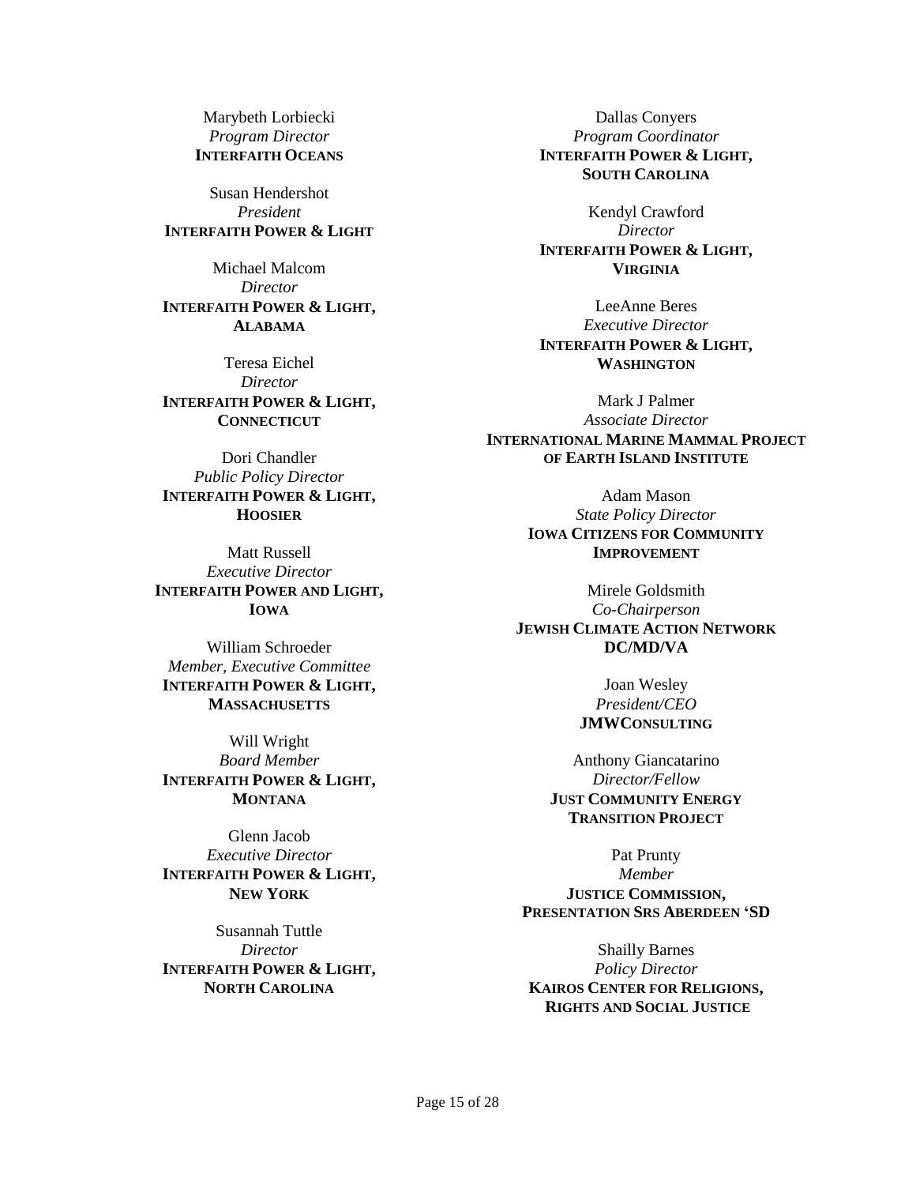Marybeth Lorbiecki
*Program Director*
**INTERFAITH OCEANS**

Susan Hendershot
*President*
**INTERFAITH POWER & LIGHT**

Michael Malcom
*Director*
**INTERFAITH POWER & LIGHT, ALABAMA**

Teresa Eichel
*Director*
**INTERFAITH POWER & LIGHT, CONNECTICUT**

Dori Chandler
*Public Policy Director*
**INTERFAITH POWER & LIGHT, HOOSIER**

Matt Russell
*Executive Director*
**INTERFAITH POWER AND LIGHT, IOWA**

William Schroeder
*Member, Executive Committee*
**INTERFAITH POWER & LIGHT, MASSACHUSETTS**

Will Wright
*Board Member*
**INTERFAITH POWER & LIGHT, MONTANA**

Glenn Jacob
*Executive Director*
**INTERFAITH POWER & LIGHT, NEW YORK**

Susannah Tuttle
*Director*
**INTERFAITH POWER & LIGHT, NORTH CAROLINA**

Dallas Conyers
*Program Coordinator*
**INTERFAITH POWER & LIGHT, SOUTH CAROLINA**

Kendyl Crawford
*Director*
**INTERFAITH POWER & LIGHT, VIRGINIA**

LeeAnne Beres
*Executive Director*
**INTERFAITH POWER & LIGHT, WASHINGTON**

Mark J Palmer
*Associate Director*
**INTERNATIONAL MARINE MAMMAL PROJECT OF EARTH ISLAND INSTITUTE**

Adam Mason
*State Policy Director*
**IOWA CITIZENS FOR COMMUNITY IMPROVEMENT**

Mirele Goldsmith
*Co-Chairperson*
**JEWISH CLIMATE ACTION NETWORK DC/MD/VA**

Joan Wesley
*President/CEO*
**JMWCONSULTING**

Anthony Giancatarino
*Director/Fellow*
**JUST COMMUNITY ENERGY TRANSITION PROJECT**

Pat Prunty
*Member*
**JUSTICE COMMISSION, PRESENTATION SRS ABERDEEN 'SD**

Shailly Barnes
*Policy Director*
**KAIROS CENTER FOR RELIGIONS, RIGHTS AND SOCIAL JUSTICE**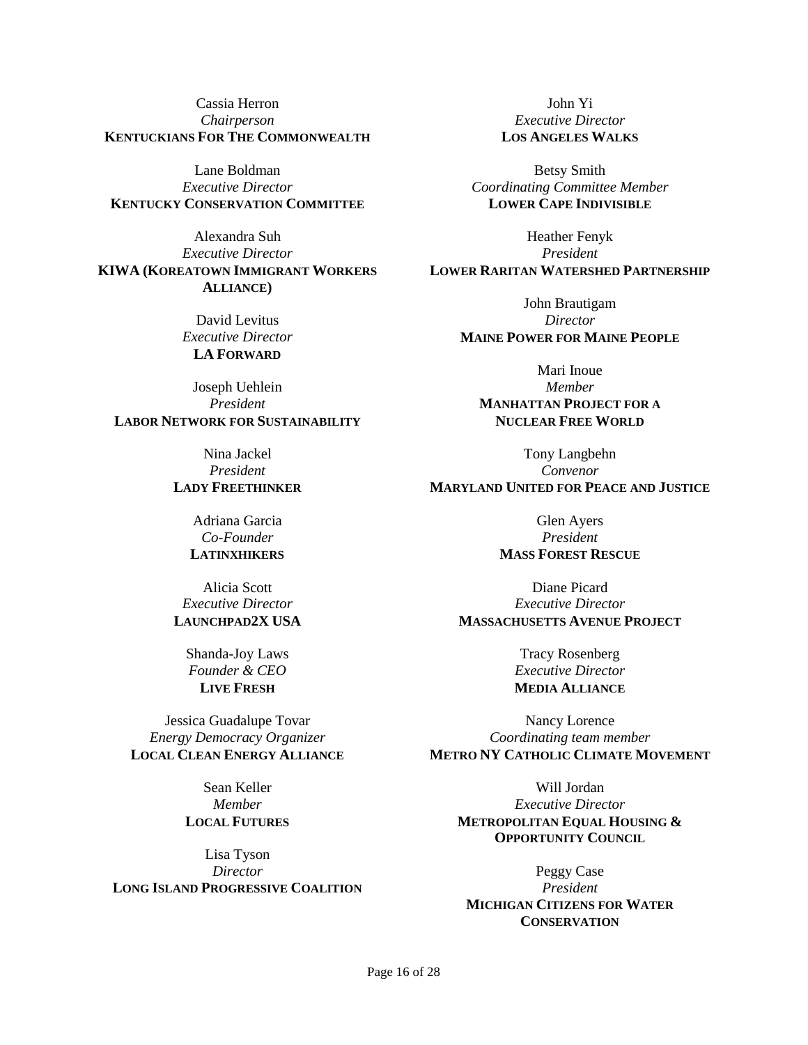Cassia Herron
*Chairperson*
**KENTUCKIANS FOR THE COMMONWEALTH**

Lane Boldman
*Executive Director*
**KENTUCKY CONSERVATION COMMITTEE**

Alexandra Suh
*Executive Director*
**KIWA (KOREATOWN IMMIGRANT WORKERS ALLIANCE)**

David Levitus
*Executive Director*
**LA FORWARD**

Joseph Uehlein
*President*
**LABOR NETWORK FOR SUSTAINABILITY**

Nina Jackel
*President*
**LADY FREETHINKER**

Adriana Garcia
*Co-Founder*
**LATINXHIKERS**

Alicia Scott
*Executive Director*
**LAUNCHPAD2X USA**

Shanda-Joy Laws
*Founder & CEO*
**LIVE FRESH**

Jessica Guadalupe Tovar
*Energy Democracy Organizer*
**LOCAL CLEAN ENERGY ALLIANCE**

Sean Keller
*Member*
**LOCAL FUTURES**

Lisa Tyson
*Director*
**LONG ISLAND PROGRESSIVE COALITION**

John Yi
*Executive Director*
**LOS ANGELES WALKS**

Betsy Smith
*Coordinating Committee Member*
**LOWER CAPE INDIVISIBLE**

Heather Fenyk
*President*
**LOWER RARITAN WATERSHED PARTNERSHIP**

John Brautigam
*Director*
**MAINE POWER FOR MAINE PEOPLE**

Mari Inoue
*Member*
**MANHATTAN PROJECT FOR A NUCLEAR FREE WORLD**

Tony Langbehn
*Convenor*
**MARYLAND UNITED FOR PEACE AND JUSTICE**

Glen Ayers
*President*
**MASS FOREST RESCUE**

Diane Picard
*Executive Director*
**MASSACHUSETTS AVENUE PROJECT**

Tracy Rosenberg
*Executive Director*
**MEDIA ALLIANCE**

Nancy Lorence
*Coordinating team member*
**METRO NY CATHOLIC CLIMATE MOVEMENT**

Will Jordan
*Executive Director*
**METROPOLITAN EQUAL HOUSING & OPPORTUNITY COUNCIL**

Peggy Case
*President*
**MICHIGAN CITIZENS FOR WATER CONSERVATION**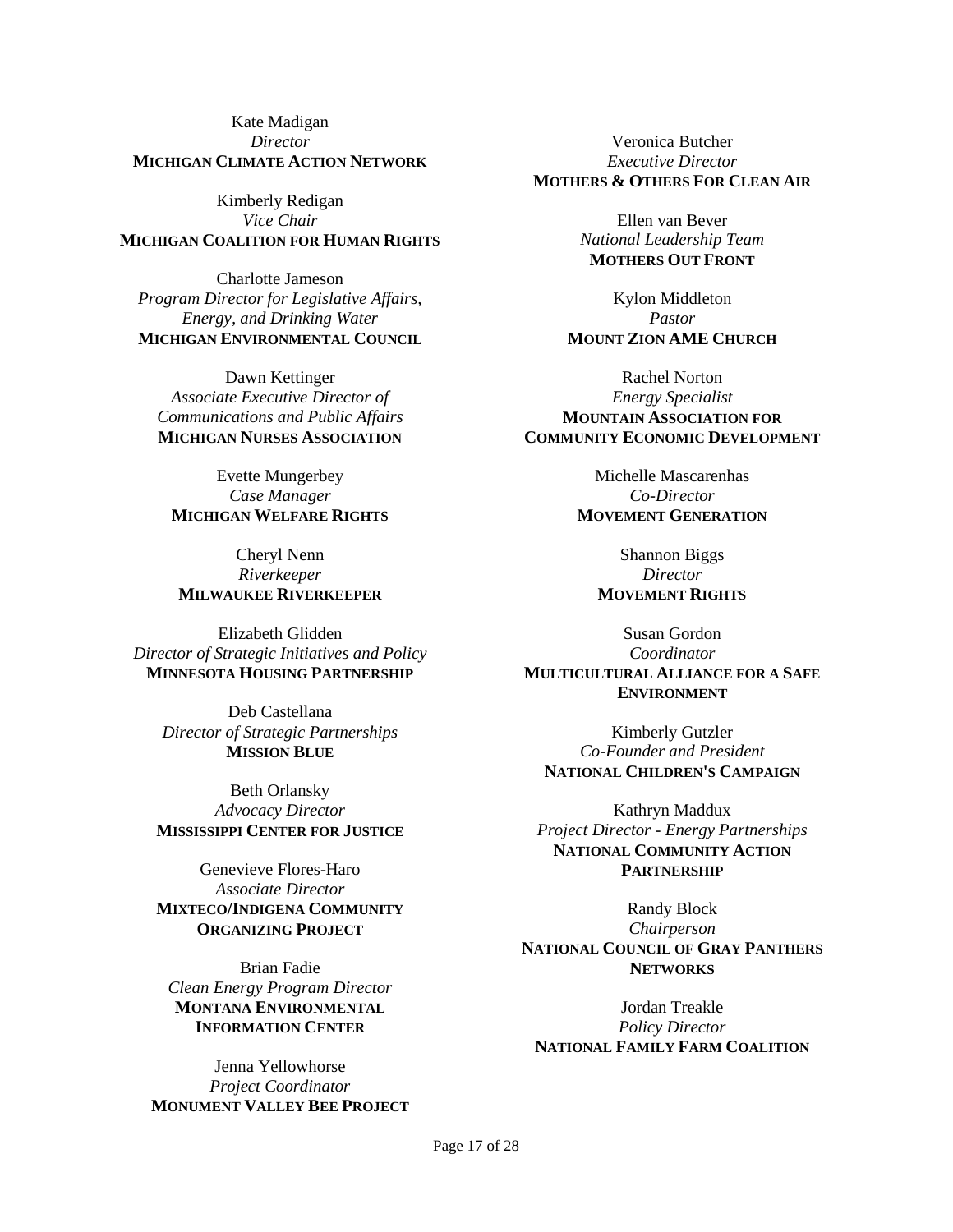Kate Madigan
*Director*
**MICHIGAN CLIMATE ACTION NETWORK**

Kimberly Redigan
*Vice Chair*
**MICHIGAN COALITION FOR HUMAN RIGHTS**

Charlotte Jameson
*Program Director for Legislative Affairs, Energy, and Drinking Water*
**MICHIGAN ENVIRONMENTAL COUNCIL**

Dawn Kettinger
*Associate Executive Director of Communications and Public Affairs*
**MICHIGAN NURSES ASSOCIATION**

Evette Mungerbey
*Case Manager*
**MICHIGAN WELFARE RIGHTS**

Cheryl Nenn
*Riverkeeper*
**MILWAUKEE RIVERKEEPER**

Elizabeth Glidden
*Director of Strategic Initiatives and Policy*
**MINNESOTA HOUSING PARTNERSHIP**

Deb Castellana
*Director of Strategic Partnerships*
**MISSION BLUE**

Beth Orlansky
*Advocacy Director*
**MISSISSIPPI CENTER FOR JUSTICE**

Genevieve Flores-Haro
*Associate Director*
**MIXTECO/INDIGENA COMMUNITY ORGANIZING PROJECT**

Brian Fadie
*Clean Energy Program Director*
**MONTANA ENVIRONMENTAL INFORMATION CENTER**

Jenna Yellowhorse
*Project Coordinator*
**MONUMENT VALLEY BEE PROJECT**

Veronica Butcher
*Executive Director*
**MOTHERS & OTHERS FOR CLEAN AIR**

Ellen van Bever
*National Leadership Team*
**MOTHERS OUT FRONT**

Kylon Middleton
*Pastor*
**MOUNT ZION AME CHURCH**

Rachel Norton
*Energy Specialist*
**MOUNTAIN ASSOCIATION FOR COMMUNITY ECONOMIC DEVELOPMENT**

Michelle Mascarenhas
*Co-Director*
**MOVEMENT GENERATION**

Shannon Biggs
*Director*
**MOVEMENT RIGHTS**

Susan Gordon
*Coordinator*
**MULTICULTURAL ALLIANCE FOR A SAFE ENVIRONMENT**

Kimberly Gutzler
*Co-Founder and President*
**NATIONAL CHILDREN'S CAMPAIGN**

Kathryn Maddux
*Project Director - Energy Partnerships*
**NATIONAL COMMUNITY ACTION PARTNERSHIP**

Randy Block
*Chairperson*
**NATIONAL COUNCIL OF GRAY PANTHERS NETWORKS**

Jordan Treakle
*Policy Director*
**NATIONAL FAMILY FARM COALITION**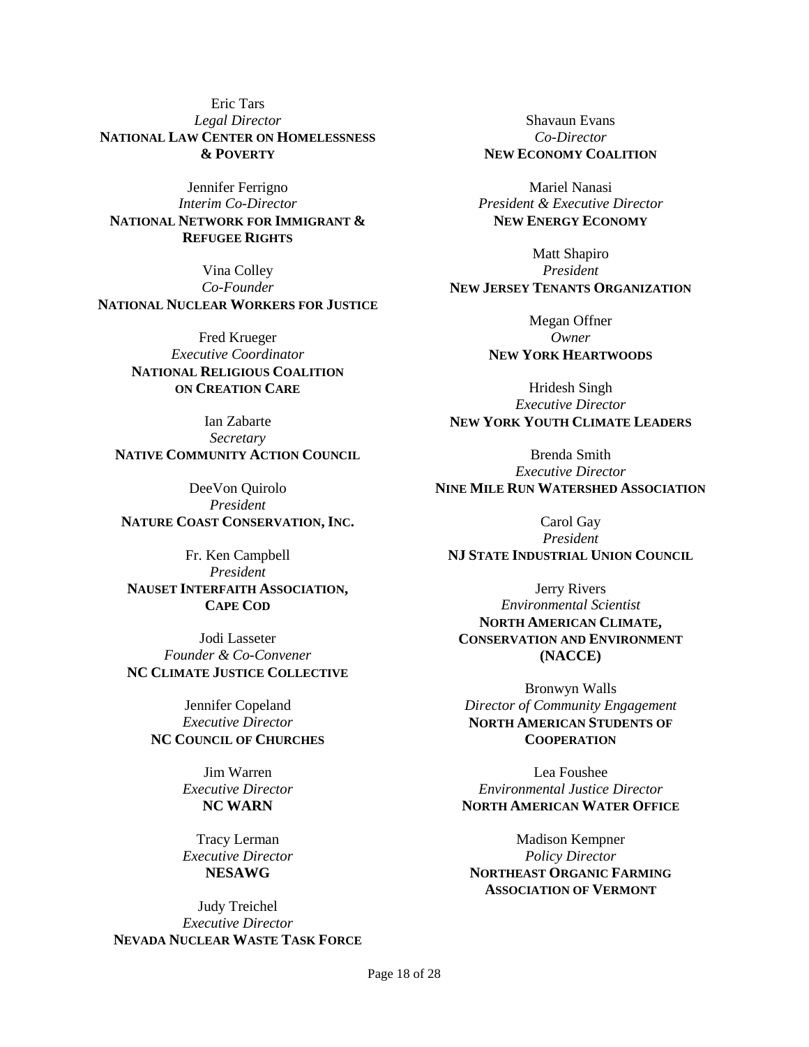Eric Tars
*Legal Director*
**NATIONAL LAW CENTER ON HOMELESSNESS & POVERTY**

Jennifer Ferrigno
*Interim Co-Director*
**NATIONAL NETWORK FOR IMMIGRANT & REFUGEE RIGHTS**

Vina Colley
*Co-Founder*
**NATIONAL NUCLEAR WORKERS FOR JUSTICE**

Fred Krueger
*Executive Coordinator*
**NATIONAL RELIGIOUS COALITION ON CREATION CARE**

Ian Zabarte
*Secretary*
**NATIVE COMMUNITY ACTION COUNCIL**

DeeVon Quirolo
*President*
**NATURE COAST CONSERVATION, INC.**

Fr. Ken Campbell
*President*
**NAUSET INTERFAITH ASSOCIATION, CAPE COD**

Jodi Lasseter
*Founder & Co-Convener*
**NC CLIMATE JUSTICE COLLECTIVE**

Jennifer Copeland
*Executive Director*
**NC COUNCIL OF CHURCHES**

Jim Warren
*Executive Director*
**NC WARN**

Tracy Lerman
*Executive Director*
**NESAWG**

Judy Treichel
*Executive Director*
**NEVADA NUCLEAR WASTE TASK FORCE**

Shavaun Evans
*Co-Director*
**NEW ECONOMY COALITION**

Mariel Nanasi
*President & Executive Director*
**NEW ENERGY ECONOMY**

Matt Shapiro
*President*
**NEW JERSEY TENANTS ORGANIZATION**

Megan Offner
*Owner*
**NEW YORK HEARTWOODS**

Hridesh Singh
*Executive Director*
**NEW YORK YOUTH CLIMATE LEADERS**

Brenda Smith
*Executive Director*
**NINE MILE RUN WATERSHED ASSOCIATION**

Carol Gay
*President*
**NJ STATE INDUSTRIAL UNION COUNCIL**

Jerry Rivers
*Environmental Scientist*
**NORTH AMERICAN CLIMATE, CONSERVATION AND ENVIRONMENT (NACCE)**

Bronwyn Walls
*Director of Community Engagement*
**NORTH AMERICAN STUDENTS OF COOPERATION**

Lea Foushee
*Environmental Justice Director*
**NORTH AMERICAN WATER OFFICE**

Madison Kempner
*Policy Director*
**NORTHEAST ORGANIC FARMING ASSOCIATION OF VERMONT**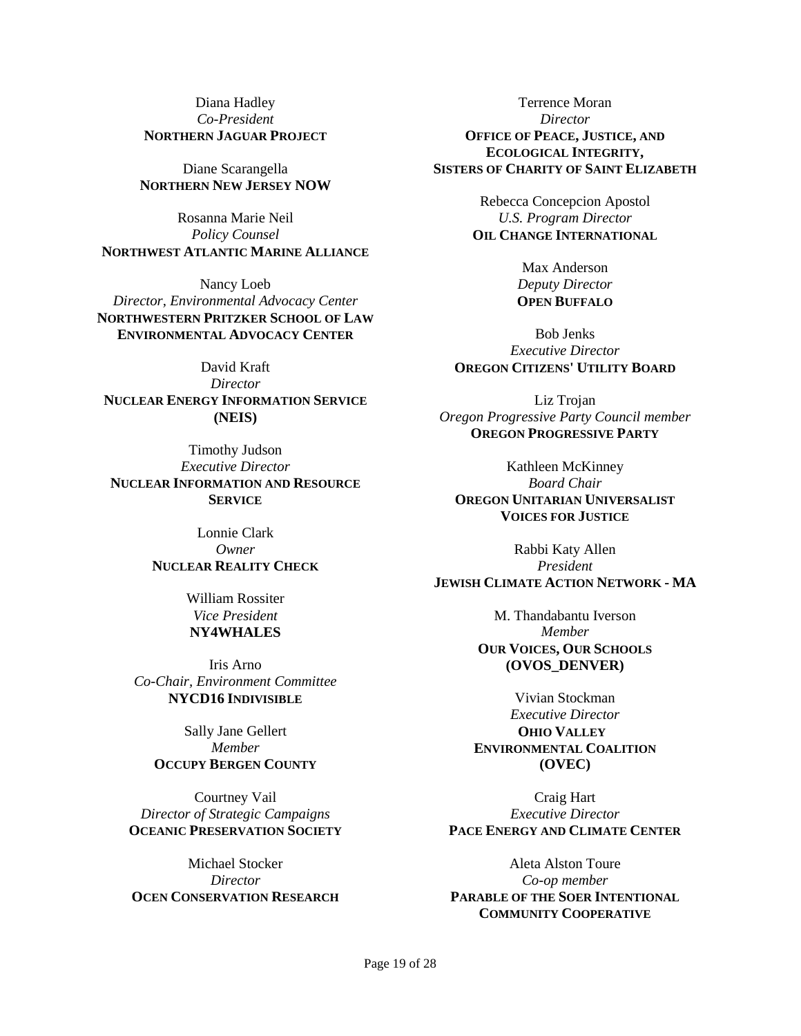Diana Hadley
*Co-President*
**NORTHERN JAGUAR PROJECT**

Diane Scarangella
**NORTHERN NEW JERSEY NOW**

Rosanna Marie Neil
*Policy Counsel*
**NORTHWEST ATLANTIC MARINE ALLIANCE**

Nancy Loeb
*Director, Environmental Advocacy Center*
**NORTHWESTERN PRITZKER SCHOOL OF LAW ENVIRONMENTAL ADVOCACY CENTER**

David Kraft
*Director*
**NUCLEAR ENERGY INFORMATION SERVICE (NEIS)**

Timothy Judson
*Executive Director*
**NUCLEAR INFORMATION AND RESOURCE SERVICE**

Lonnie Clark
*Owner*
**NUCLEAR REALITY CHECK**

William Rossiter
*Vice President*
**NY4WHALES**

Iris Arno
*Co-Chair, Environment Committee*
**NYCD16 INDIVISIBLE**

Sally Jane Gellert
*Member*
**OCCUPY BERGEN COUNTY**

Courtney Vail
*Director of Strategic Campaigns*
**OCEANIC PRESERVATION SOCIETY**

Michael Stocker
*Director*
**OCEN CONSERVATION RESEARCH**

Terrence Moran
*Director*
**OFFICE OF PEACE, JUSTICE, AND ECOLOGICAL INTEGRITY, SISTERS OF CHARITY OF SAINT ELIZABETH**

Rebecca Concepcion Apostol
*U.S. Program Director*
**OIL CHANGE INTERNATIONAL**

Max Anderson
*Deputy Director*
**OPEN BUFFALO**

Bob Jenks
*Executive Director*
**OREGON CITIZENS' UTILITY BOARD**

Liz Trojan
*Oregon Progressive Party Council member*
**OREGON PROGRESSIVE PARTY**

Kathleen McKinney
*Board Chair*
**OREGON UNITARIAN UNIVERSALIST VOICES FOR JUSTICE**

Rabbi Katy Allen
*President*
**JEWISH CLIMATE ACTION NETWORK - MA**

M. Thandabantu Iverson
*Member*
**OUR VOICES, OUR SCHOOLS (OVOS_DENVER)**

Vivian Stockman
*Executive Director*
**OHIO VALLEY ENVIRONMENTAL COALITION (OVEC)**

Craig Hart
*Executive Director*
**PACE ENERGY AND CLIMATE CENTER**

Aleta Alston Toure
*Co-op member*
**PARABLE OF THE SOER INTENTIONAL COMMUNITY COOPERATIVE**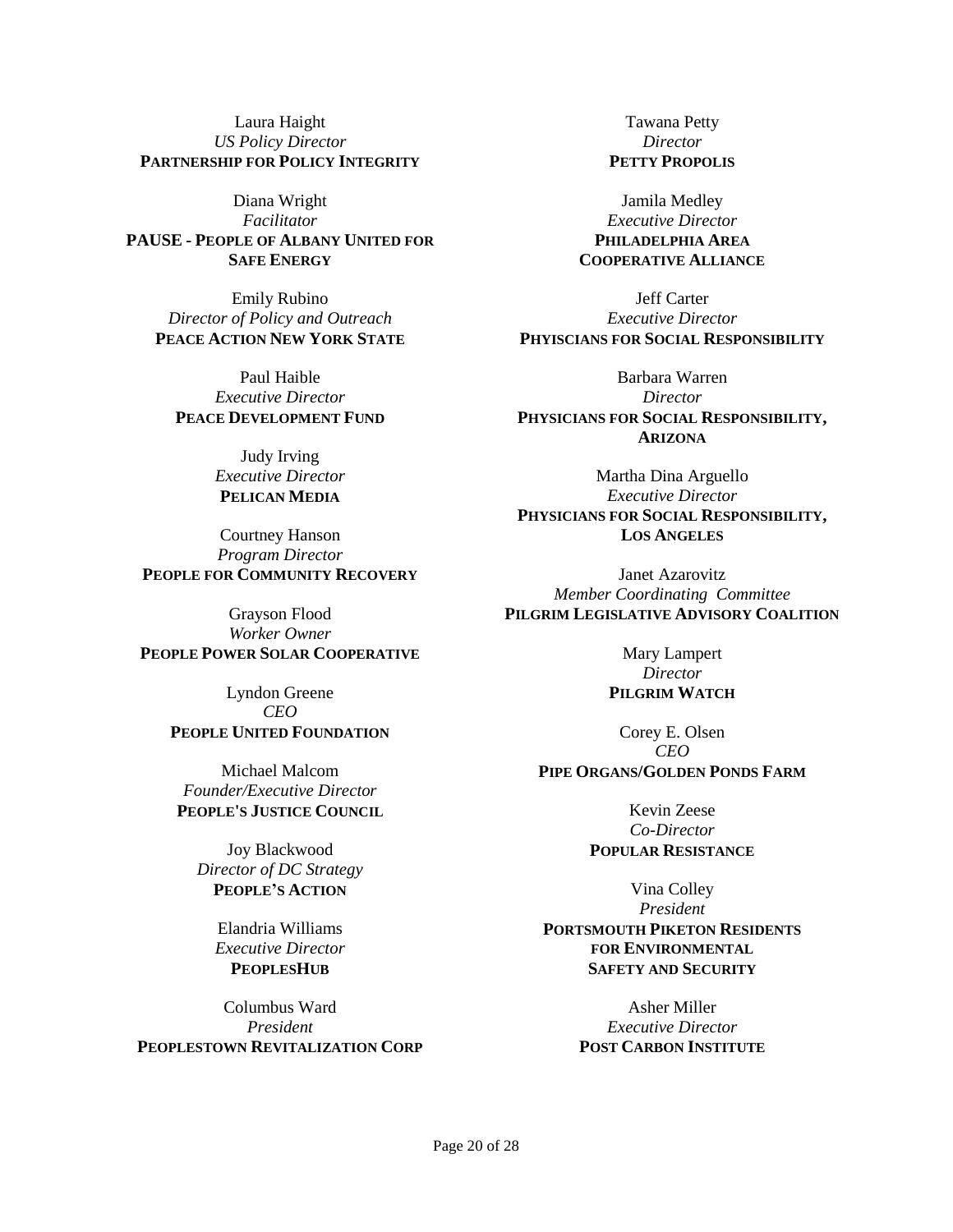Laura Haight
*US Policy Director*
**PARTNERSHIP FOR POLICY INTEGRITY**

Diana Wright
*Facilitator*
**PAUSE - PEOPLE OF ALBANY UNITED FOR SAFE ENERGY**

Emily Rubino
*Director of Policy and Outreach*
**PEACE ACTION NEW YORK STATE**

Paul Haible
*Executive Director*
**PEACE DEVELOPMENT FUND**

Judy Irving
*Executive Director*
**PELICAN MEDIA**

Courtney Hanson
*Program Director*
**PEOPLE FOR COMMUNITY RECOVERY**

Grayson Flood
*Worker Owner*
**PEOPLE POWER SOLAR COOPERATIVE**

Lyndon Greene
*CEO*
**PEOPLE UNITED FOUNDATION**

Michael Malcom
*Founder/Executive Director*
**PEOPLE'S JUSTICE COUNCIL**

Joy Blackwood
*Director of DC Strategy*
**PEOPLE'S ACTION**

Elandria Williams
*Executive Director*
**PEOPLESHUB**

Columbus Ward
*President*
**PEOPLESTOWN REVITALIZATION CORP**

Tawana Petty
*Director*
**PETTY PROPOLIS**

Jamila Medley
*Executive Director*
**PHILADELPHIA AREA COOPERATIVE ALLIANCE**

Jeff Carter
*Executive Director*
**PHYISCIANS FOR SOCIAL RESPONSIBILITY**

Barbara Warren
*Director*
**PHYSICIANS FOR SOCIAL RESPONSIBILITY, ARIZONA**

Martha Dina Arguello
*Executive Director*
**PHYSICIANS FOR SOCIAL RESPONSIBILITY, LOS ANGELES**

Janet Azarovitz
*Member Coordinating Committee*
**PILGRIM LEGISLATIVE ADVISORY COALITION**

Mary Lampert
*Director*
**PILGRIM WATCH**

Corey E. Olsen
*CEO*
**PIPE ORGANS/GOLDEN PONDS FARM**

Kevin Zeese
*Co-Director*
**POPULAR RESISTANCE**

Vina Colley
*President*
**PORTSMOUTH PIKETON RESIDENTS FOR ENVIRONMENTAL SAFETY AND SECURITY**

Asher Miller
*Executive Director*
**POST CARBON INSTITUTE**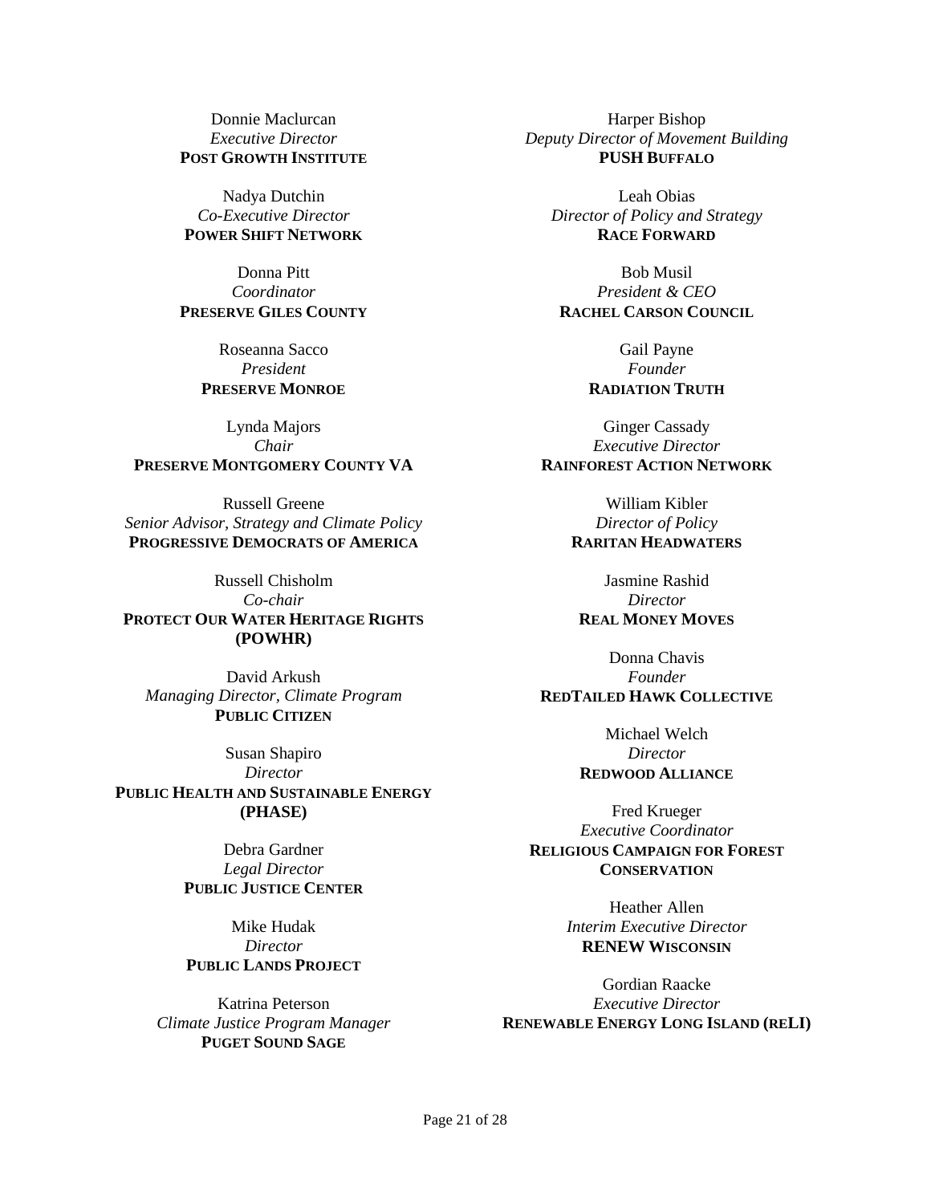Donnie Maclurcan
*Executive Director*
**POST GROWTH INSTITUTE**

Nadya Dutchin
*Co-Executive Director*
**POWER SHIFT NETWORK**

Donna Pitt
*Coordinator*
**PRESERVE GILES COUNTY**

Roseanna Sacco
*President*
**PRESERVE MONROE**

Lynda Majors
*Chair*
**PRESERVE MONTGOMERY COUNTY VA**

Russell Greene
*Senior Advisor, Strategy and Climate Policy*
**PROGRESSIVE DEMOCRATS OF AMERICA**

Russell Chisholm
*Co-chair*
**PROTECT OUR WATER HERITAGE RIGHTS (POWHR)**

David Arkush
*Managing Director, Climate Program*
**PUBLIC CITIZEN**

Susan Shapiro
*Director*
**PUBLIC HEALTH AND SUSTAINABLE ENERGY (PHASE)**

Debra Gardner
*Legal Director*
**PUBLIC JUSTICE CENTER**

Mike Hudak
*Director*
**PUBLIC LANDS PROJECT**

Katrina Peterson
*Climate Justice Program Manager*
**PUGET SOUND SAGE**

Harper Bishop
*Deputy Director of Movement Building*
**PUSH BUFFALO**

Leah Obias
*Director of Policy and Strategy*
**RACE FORWARD**

Bob Musil
*President & CEO*
**RACHEL CARSON COUNCIL**

Gail Payne
*Founder*
**RADIATION TRUTH**

Ginger Cassady
*Executive Director*
**RAINFOREST ACTION NETWORK**

William Kibler
*Director of Policy*
**RARITAN HEADWATERS**

Jasmine Rashid
*Director*
**REAL MONEY MOVES**

Donna Chavis
*Founder*
**REDTAILED HAWK COLLECTIVE**

Michael Welch
*Director*
**REDWOOD ALLIANCE**

Fred Krueger
*Executive Coordinator*
**RELIGIOUS CAMPAIGN FOR FOREST CONSERVATION**

Heather Allen
*Interim Executive Director*
**RENEW WISCONSIN**

Gordian Raacke
*Executive Director*
**RENEWABLE ENERGY LONG ISLAND (RELI)**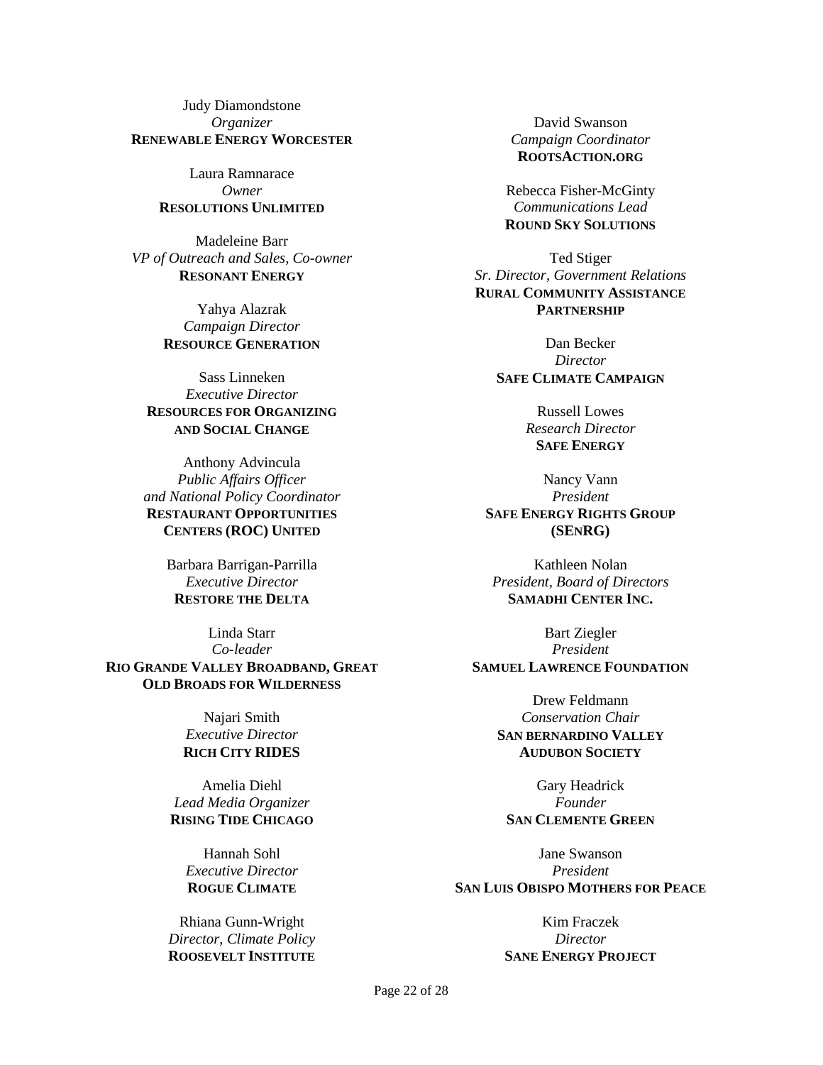Judy Diamondstone
*Organizer*
**RENEWABLE ENERGY WORCESTER**

Laura Ramnarace
*Owner*
**RESOLUTIONS UNLIMITED**

Madeleine Barr
*VP of Outreach and Sales, Co-owner*
**RESONANT ENERGY**

Yahya Alazrak
*Campaign Director*
**RESOURCE GENERATION**

Sass Linneken
*Executive Director*
**RESOURCES FOR ORGANIZING AND SOCIAL CHANGE**

Anthony Advincula
*Public Affairs Officer and National Policy Coordinator*
**RESTAURANT OPPORTUNITIES CENTERS (ROC) UNITED**

Barbara Barrigan-Parrilla
*Executive Director*
**RESTORE THE DELTA**

Linda Starr
*Co-leader*
**RIO GRANDE VALLEY BROADBAND, GREAT OLD BROADS FOR WILDERNESS**

Najari Smith
*Executive Director*
**RICH CITY RIDES**

Amelia Diehl
*Lead Media Organizer*
**RISING TIDE CHICAGO**

Hannah Sohl
*Executive Director*
**ROGUE CLIMATE**

Rhiana Gunn-Wright
*Director, Climate Policy*
**ROOSEVELT INSTITUTE**

David Swanson
*Campaign Coordinator*
**ROOTSACTION.ORG**

Rebecca Fisher-McGinty
*Communications Lead*
**ROUND SKY SOLUTIONS**

Ted Stiger
*Sr. Director, Government Relations*
**RURAL COMMUNITY ASSISTANCE PARTNERSHIP**

Dan Becker
*Director*
**SAFE CLIMATE CAMPAIGN**

Russell Lowes
*Research Director*
**SAFE ENERGY**

Nancy Vann
*President*
**SAFE ENERGY RIGHTS GROUP (SENRG)**

Kathleen Nolan
*President, Board of Directors*
**SAMADHI CENTER INC.**

Bart Ziegler
*President*
**SAMUEL LAWRENCE FOUNDATION**

Drew Feldmann
*Conservation Chair*
**SAN BERNARDINO VALLEY AUDUBON SOCIETY**

Gary Headrick
*Founder*
**SAN CLEMENTE GREEN**

Jane Swanson
*President*
**SAN LUIS OBISPO MOTHERS FOR PEACE**

Kim Fraczek
*Director*
**SANE ENERGY PROJECT**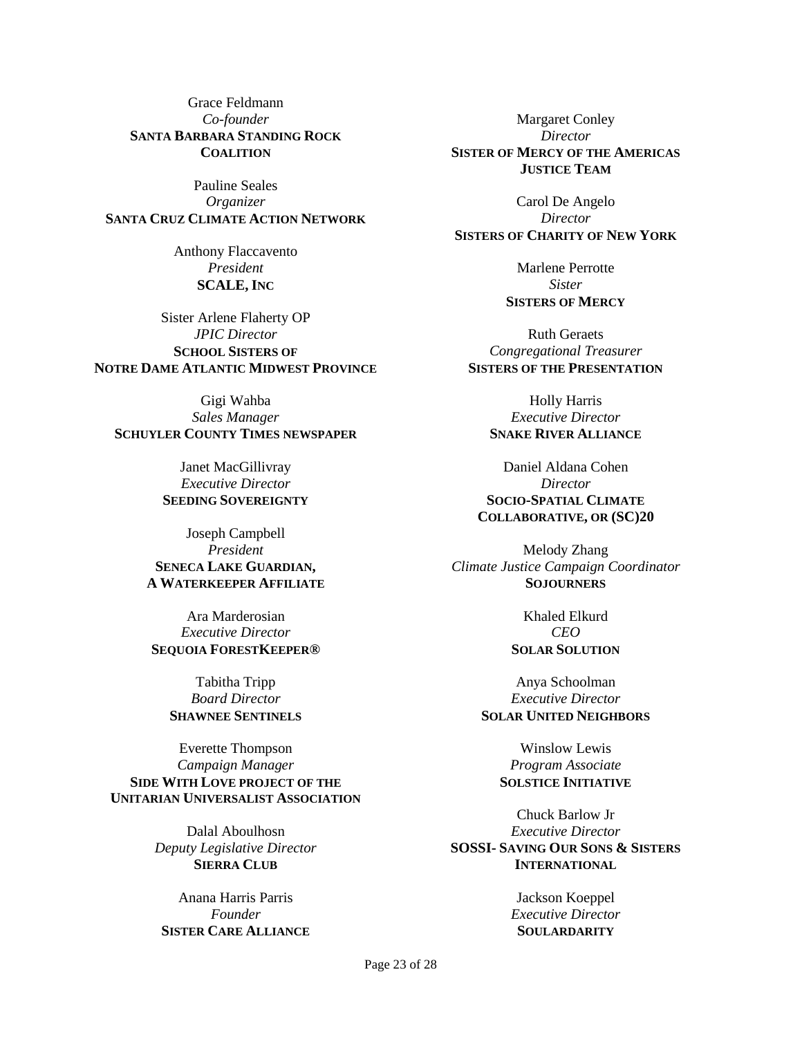Grace Feldmann
*Co-founder*
**SANTA BARBARA STANDING ROCK COALITION**

Pauline Seales
*Organizer*
**SANTA CRUZ CLIMATE ACTION NETWORK**

Anthony Flaccavento
*President*
**SCALE, INC**

Sister Arlene Flaherty OP
*JPIC Director*
**SCHOOL SISTERS OF NOTRE DAME ATLANTIC MIDWEST PROVINCE**

Gigi Wahba
*Sales Manager*
**SCHUYLER COUNTY TIMES NEWSPAPER**

Janet MacGillivray
*Executive Director*
**SEEDING SOVEREIGNTY**

Joseph Campbell
*President*
**SENECA LAKE GUARDIAN, A WATERKEEPER AFFILIATE**

Ara Marderosian
*Executive Director*
**SEQUOIA FORESTKEEPER®**

Tabitha Tripp
*Board Director*
**SHAWNEE SENTINELS**

Everette Thompson
*Campaign Manager*
**SIDE WITH LOVE PROJECT OF THE UNITARIAN UNIVERSALIST ASSOCIATION**

Dalal Aboulhosn
*Deputy Legislative Director*
**SIERRA CLUB**

Anana Harris Parris
*Founder*
**SISTER CARE ALLIANCE**

Margaret Conley
*Director*
**SISTER OF MERCY OF THE AMERICAS JUSTICE TEAM**

Carol De Angelo
*Director*
**SISTERS OF CHARITY OF NEW YORK**

Marlene Perrotte
*Sister*
**SISTERS OF MERCY**

Ruth Geraets
*Congregational Treasurer*
**SISTERS OF THE PRESENTATION**

Holly Harris
*Executive Director*
**SNAKE RIVER ALLIANCE**

Daniel Aldana Cohen
*Director*
**SOCIO-SPATIAL CLIMATE COLLABORATIVE, OR (SC)20**

Melody Zhang
*Climate Justice Campaign Coordinator*
**SOJOURNERS**

Khaled Elkurd
*CEO*
**SOLAR SOLUTION**

Anya Schoolman
*Executive Director*
**SOLAR UNITED NEIGHBORS**

Winslow Lewis
*Program Associate*
**SOLSTICE INITIATIVE**

Chuck Barlow Jr
*Executive Director*
**SOSSI- SAVING OUR SONS & SISTERS INTERNATIONAL**

Jackson Koeppel
*Executive Director*
**SOULARDARITY**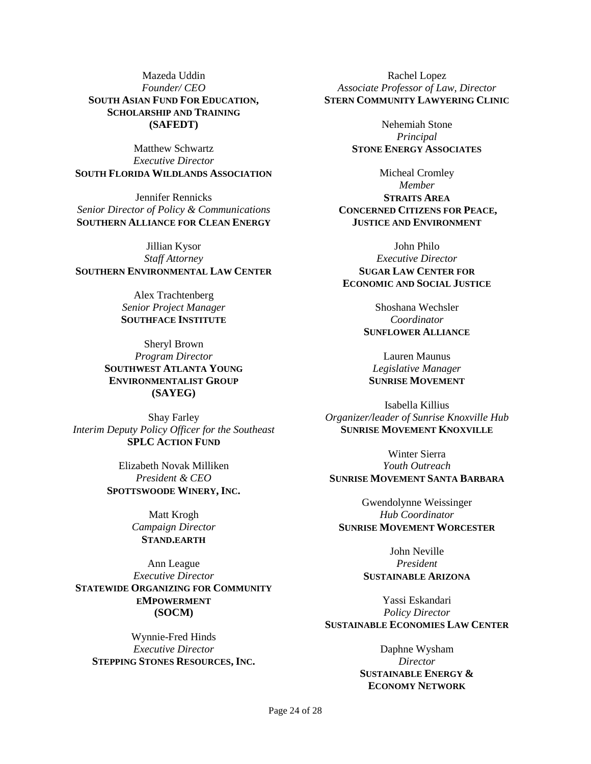Mazeda Uddin
*Founder/ CEO*
**SOUTH ASIAN FUND FOR EDUCATION, SCHOLARSHIP AND TRAINING (SAFEDT)**

Matthew Schwartz
*Executive Director*
**SOUTH FLORIDA WILDLANDS ASSOCIATION**

Jennifer Rennicks
*Senior Director of Policy & Communications*
**SOUTHERN ALLIANCE FOR CLEAN ENERGY**

Jillian Kysor
*Staff Attorney*
**SOUTHERN ENVIRONMENTAL LAW CENTER**

Alex Trachtenberg
*Senior Project Manager*
**SOUTHFACE INSTITUTE**

Sheryl Brown
*Program Director*
**SOUTHWEST ATLANTA YOUNG ENVIRONMENTALIST GROUP (SAYEG)**

Shay Farley
*Interim Deputy Policy Officer for the Southeast*
**SPLC ACTION FUND**

Elizabeth Novak Milliken
*President & CEO*
**SPOTTSWOODE WINERY, INC.**

Matt Krogh
*Campaign Director*
**STAND.EARTH**

Ann League
*Executive Director*
**STATEWIDE ORGANIZING FOR COMMUNITY EMPOWERMENT (SOCM)**

Wynnie-Fred Hinds
*Executive Director*
**STEPPING STONES RESOURCES, INC.**

Rachel Lopez
*Associate Professor of Law, Director*
**STERN COMMUNITY LAWYERING CLINIC**

Nehemiah Stone
*Principal*
**STONE ENERGY ASSOCIATES**

Micheal Cromley
*Member*
**STRAITS AREA CONCERNED CITIZENS FOR PEACE, JUSTICE AND ENVIRONMENT**

John Philo
*Executive Director*
**SUGAR LAW CENTER FOR ECONOMIC AND SOCIAL JUSTICE**

Shoshana Wechsler
*Coordinator*
**SUNFLOWER ALLIANCE**

Lauren Maunus
*Legislative Manager*
**SUNRISE MOVEMENT**

Isabella Killius
*Organizer/leader of Sunrise Knoxville Hub*
**SUNRISE MOVEMENT KNOXVILLE**

Winter Sierra
*Youth Outreach*
**SUNRISE MOVEMENT SANTA BARBARA**

Gwendolynne Weissinger
*Hub Coordinator*
**SUNRISE MOVEMENT WORCESTER**

John Neville
*President*
**SUSTAINABLE ARIZONA**

Yassi Eskandari
*Policy Director*
**SUSTAINABLE ECONOMIES LAW CENTER**

Daphne Wysham
*Director*
**SUSTAINABLE ENERGY & ECONOMY NETWORK**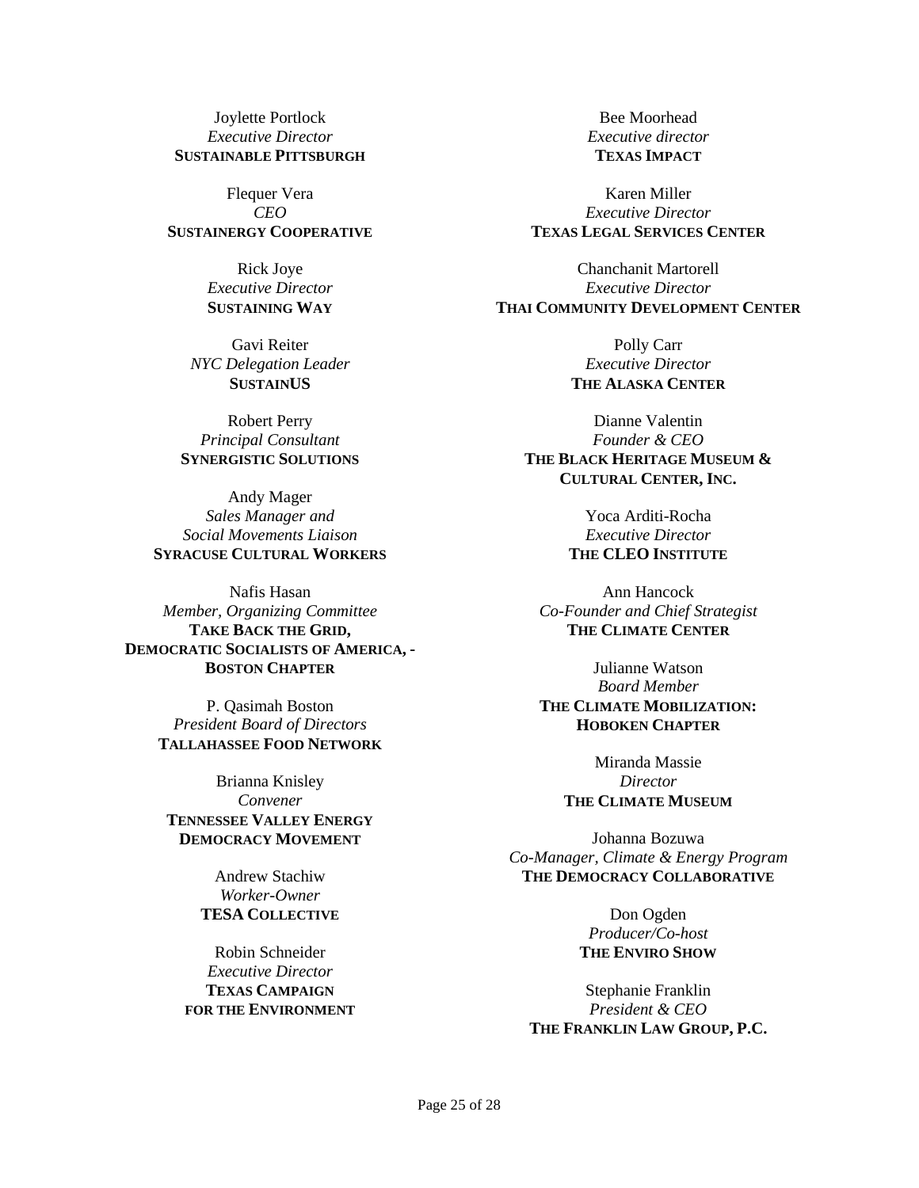Joylette Portlock
*Executive Director*
**SUSTAINABLE PITTSBURGH**

Flequer Vera
*CEO*
**SUSTAINERGY COOPERATIVE**

Rick Joye
*Executive Director*
**SUSTAINING WAY**

Gavi Reiter
*NYC Delegation Leader*
**SUSTAINUS**

Robert Perry
*Principal Consultant*
**SYNERGISTIC SOLUTIONS**

Andy Mager
*Sales Manager and Social Movements Liaison*
**SYRACUSE CULTURAL WORKERS**

Nafis Hasan
*Member, Organizing Committee*
**TAKE BACK THE GRID, DEMOCRATIC SOCIALISTS OF AMERICA, - BOSTON CHAPTER**

P. Qasimah Boston
*President Board of Directors*
**TALLAHASSEE FOOD NETWORK**

Brianna Knisley
*Convener*
**TENNESSEE VALLEY ENERGY DEMOCRACY MOVEMENT**

Andrew Stachiw
*Worker-Owner*
**TESA COLLECTIVE**

Robin Schneider
*Executive Director*
**TEXAS CAMPAIGN FOR THE ENVIRONMENT**

Bee Moorhead
*Executive director*
**TEXAS IMPACT**

Karen Miller
*Executive Director*
**TEXAS LEGAL SERVICES CENTER**

Chanchanit Martorell
*Executive Director*
**THAI COMMUNITY DEVELOPMENT CENTER**

Polly Carr
*Executive Director*
**THE ALASKA CENTER**

Dianne Valentin
*Founder & CEO*
**THE BLACK HERITAGE MUSEUM & CULTURAL CENTER, INC.**

Yoca Arditi-Rocha
*Executive Director*
**THE CLEO INSTITUTE**

Ann Hancock
*Co-Founder and Chief Strategist*
**THE CLIMATE CENTER**

Julianne Watson
*Board Member*
**THE CLIMATE MOBILIZATION: HOBOKEN CHAPTER**

Miranda Massie
*Director*
**THE CLIMATE MUSEUM**

Johanna Bozuwa
*Co-Manager, Climate & Energy Program*
**THE DEMOCRACY COLLABORATIVE**

Don Ogden
*Producer/Co-host*
**THE ENVIRO SHOW**

Stephanie Franklin
*President & CEO*
**THE FRANKLIN LAW GROUP, P.C.**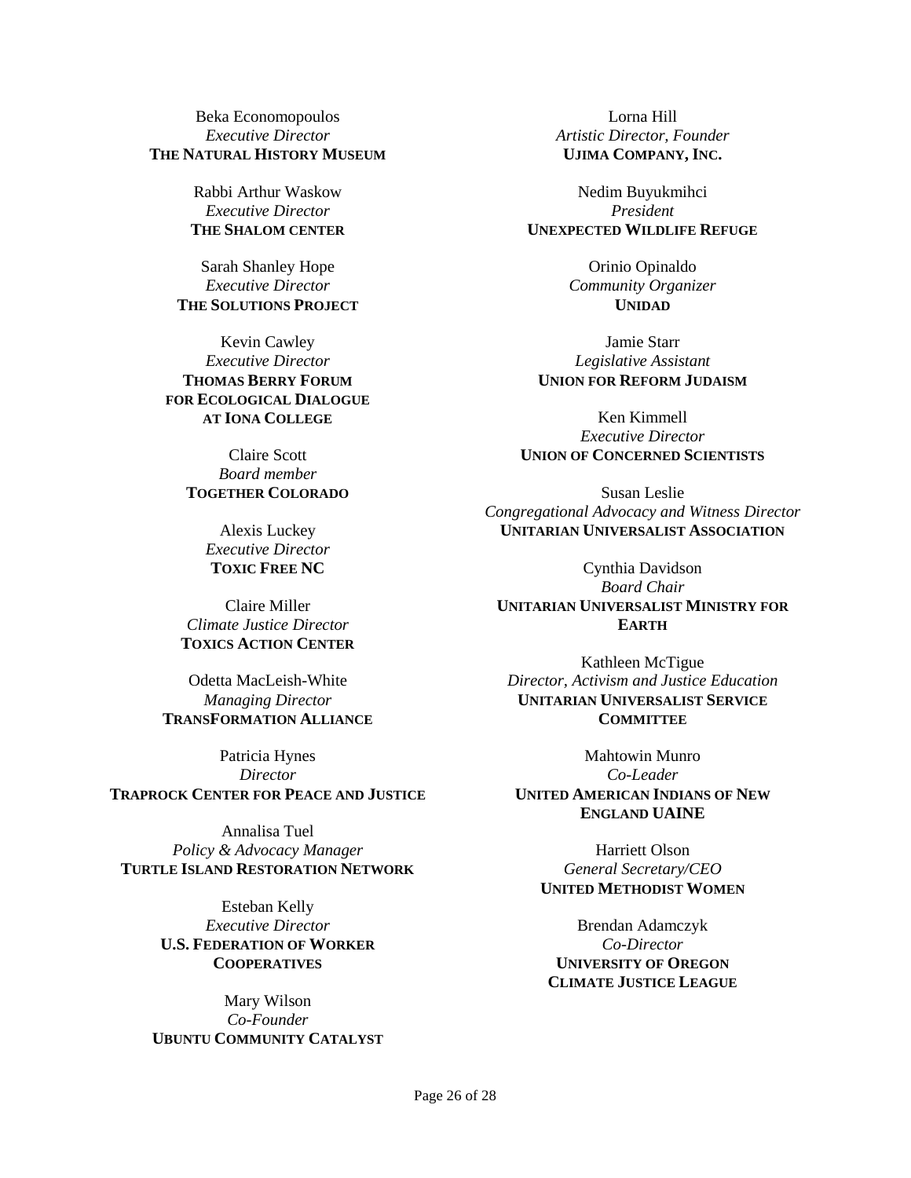Beka Economopoulos
*Executive Director*
**THE NATURAL HISTORY MUSEUM**

Rabbi Arthur Waskow
*Executive Director*
**THE SHALOM CENTER**

Sarah Shanley Hope
*Executive Director*
**THE SOLUTIONS PROJECT**

Kevin Cawley
*Executive Director*
**THOMAS BERRY FORUM FOR ECOLOGICAL DIALOGUE AT IONA COLLEGE**

Claire Scott
*Board member*
**TOGETHER COLORADO**

Alexis Luckey
*Executive Director*
**TOXIC FREE NC**

Claire Miller
*Climate Justice Director*
**TOXICS ACTION CENTER**

Odetta MacLeish-White
*Managing Director*
**TRANSFORMATION ALLIANCE**

Patricia Hynes
*Director*
**TRAPROCK CENTER FOR PEACE AND JUSTICE**

Annalisa Tuel
*Policy & Advocacy Manager*
**TURTLE ISLAND RESTORATION NETWORK**

Esteban Kelly
*Executive Director*
**U.S. FEDERATION OF WORKER COOPERATIVES**

Mary Wilson
*Co-Founder*
**UBUNTU COMMUNITY CATALYST**

Lorna Hill
*Artistic Director, Founder*
**UJIMA COMPANY, INC.**

Nedim Buyukmihci
*President*
**UNEXPECTED WILDLIFE REFUGE**

Orinio Opinaldo
*Community Organizer*
**UNIDAD**

Jamie Starr
*Legislative Assistant*
**UNION FOR REFORM JUDAISM**

Ken Kimmell
*Executive Director*
**UNION OF CONCERNED SCIENTISTS**

Susan Leslie
*Congregational Advocacy and Witness Director*
**UNITARIAN UNIVERSALIST ASSOCIATION**

Cynthia Davidson
*Board Chair*
**UNITARIAN UNIVERSALIST MINISTRY FOR EARTH**

Kathleen McTigue
*Director, Activism and Justice Education*
**UNITARIAN UNIVERSALIST SERVICE COMMITTEE**

Mahtowin Munro
*Co-Leader*
**UNITED AMERICAN INDIANS OF NEW ENGLAND UAINE**

Harriett Olson
*General Secretary/CEO*
**UNITED METHODIST WOMEN**

Brendan Adamczyk
*Co-Director*
**UNIVERSITY OF OREGON CLIMATE JUSTICE LEAGUE**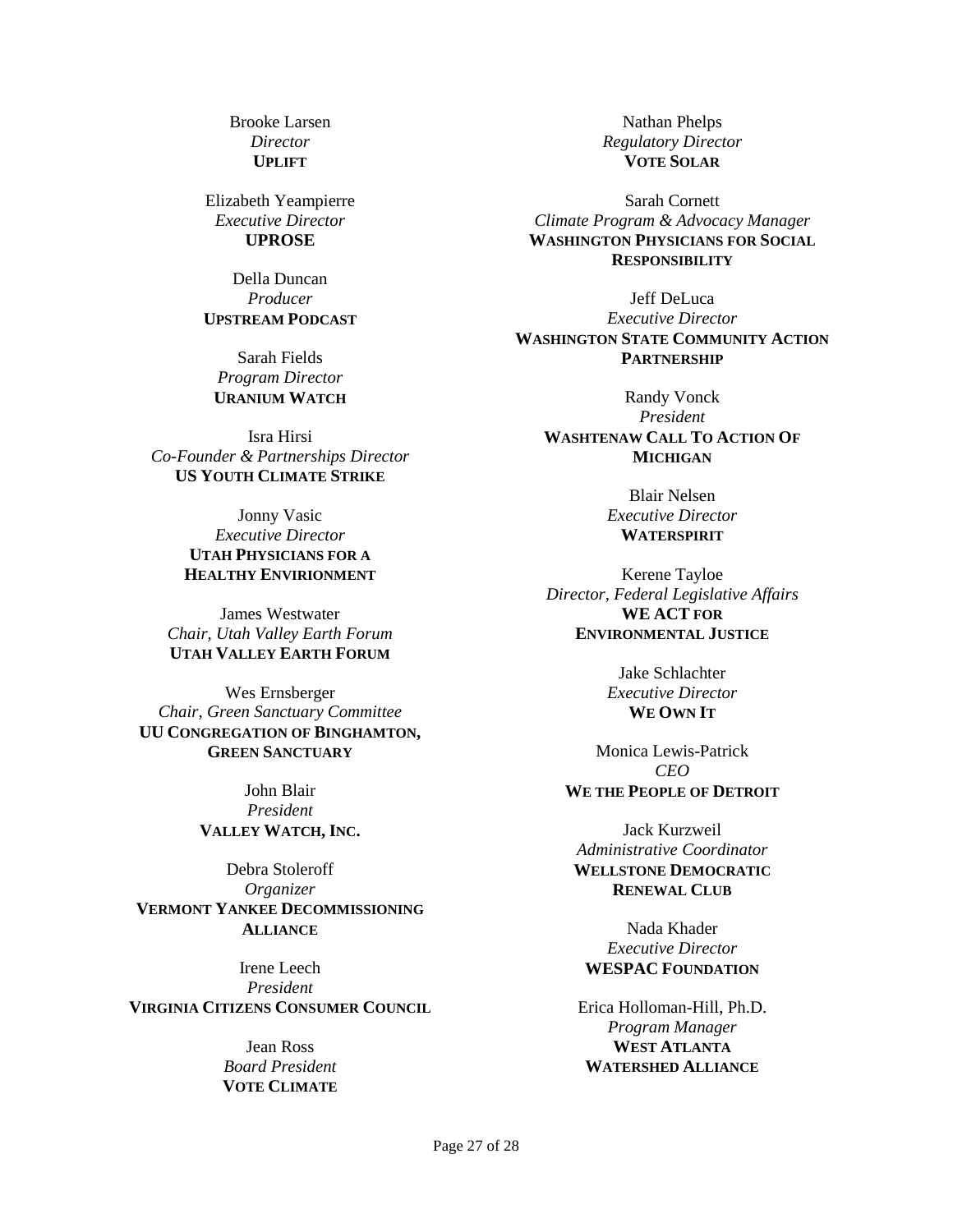Brooke Larsen
*Director*
**UPLIFT**

Elizabeth Yeampierre
*Executive Director*
**UPROSE**

Della Duncan
*Producer*
**UPSTREAM PODCAST**

Sarah Fields
*Program Director*
**URANIUM WATCH**

Isra Hirsi
*Co-Founder & Partnerships Director*
**US YOUTH CLIMATE STRIKE**

Jonny Vasic
*Executive Director*
**UTAH PHYSICIANS FOR A HEALTHY ENVIRIONMENT**

James Westwater
*Chair, Utah Valley Earth Forum*
**UTAH VALLEY EARTH FORUM**

Wes Ernsberger
*Chair, Green Sanctuary Committee*
**UU CONGREGATION OF BINGHAMTON, GREEN SANCTUARY**

John Blair
*President*
**VALLEY WATCH, INC.**

Debra Stoleroff
*Organizer*
**VERMONT YANKEE DECOMMISSIONING ALLIANCE**

Irene Leech
*President*
**VIRGINIA CITIZENS CONSUMER COUNCIL**

Jean Ross
*Board President*
**VOTE CLIMATE**

Nathan Phelps
*Regulatory Director*
**VOTE SOLAR**

Sarah Cornett
*Climate Program & Advocacy Manager*
**WASHINGTON PHYSICIANS FOR SOCIAL RESPONSIBILITY**

Jeff DeLuca
*Executive Director*
**WASHINGTON STATE COMMUNITY ACTION PARTNERSHIP**

Randy Vonck
*President*
**WASHTENAW CALL TO ACTION OF MICHIGAN**

Blair Nelsen
*Executive Director*
**WATERSPIRIT**

Kerene Tayloe
*Director, Federal Legislative Affairs*
**WE ACT FOR ENVIRONMENTAL JUSTICE**

Jake Schlachter
*Executive Director*
**WE OWN IT**

Monica Lewis-Patrick
*CEO*
**WE THE PEOPLE OF DETROIT**

Jack Kurzweil
*Administrative Coordinator*
**WELLSTONE DEMOCRATIC RENEWAL CLUB**

Nada Khader
*Executive Director*
**WESPAC FOUNDATION**

Erica Holloman-Hill, Ph.D.
*Program Manager*
**WEST ATLANTA WATERSHED ALLIANCE**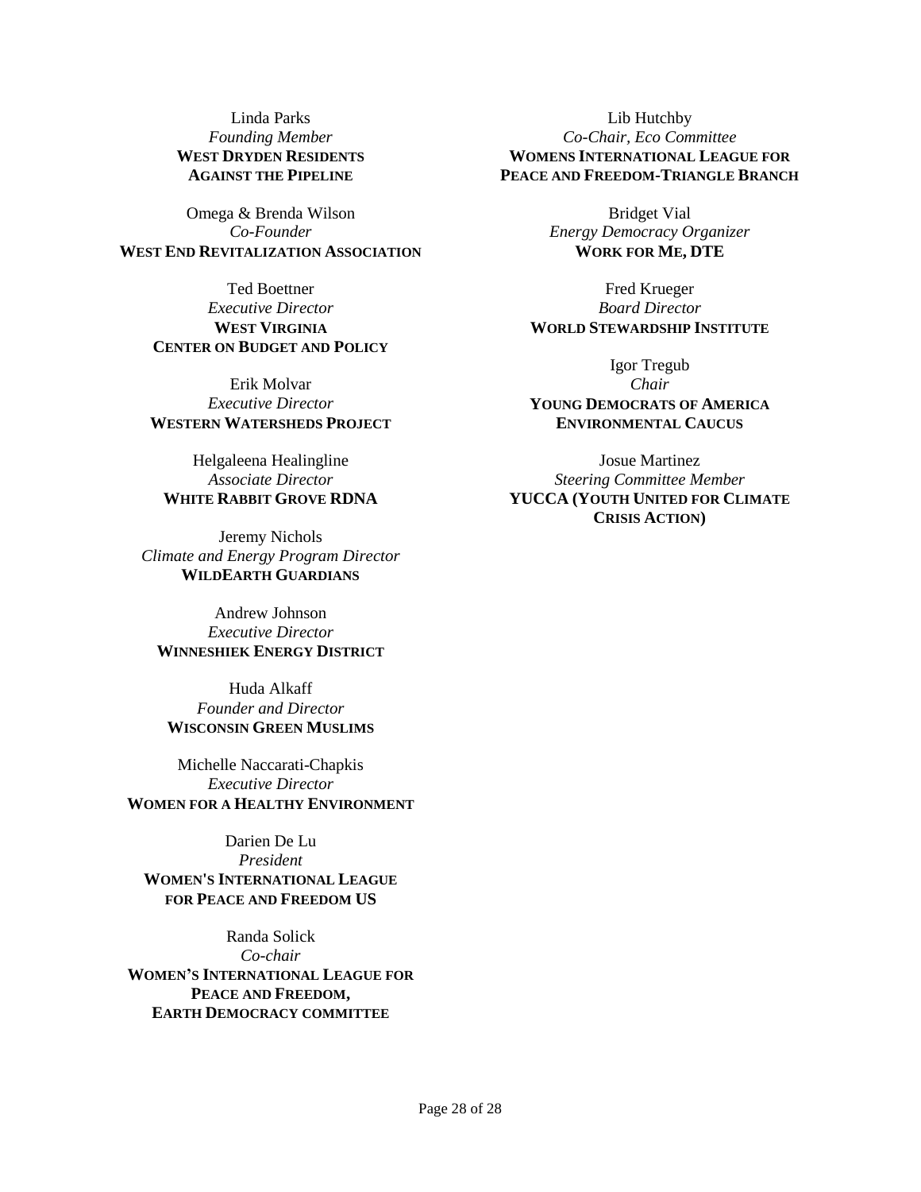Linda Parks
*Founding Member*
**WEST DRYDEN RESIDENTS AGAINST THE PIPELINE**

Omega & Brenda Wilson
*Co-Founder*
**WEST END REVITALIZATION ASSOCIATION**

Ted Boettner
*Executive Director*
**WEST VIRGINIA CENTER ON BUDGET AND POLICY**

Erik Molvar
*Executive Director*
**WESTERN WATERSHEDS PROJECT**

Helgaleena Healingline
*Associate Director*
**WHITE RABBIT GROVE RDNA**

Jeremy Nichols
*Climate and Energy Program Director*
**WILDEARTH GUARDIANS**

Andrew Johnson
*Executive Director*
**WINNESHIEK ENERGY DISTRICT**

Huda Alkaff
*Founder and Director*
**WISCONSIN GREEN MUSLIMS**

Michelle Naccarati-Chapkis
*Executive Director*
**WOMEN FOR A HEALTHY ENVIRONMENT**

Darien De Lu
*President*
**WOMEN'S INTERNATIONAL LEAGUE FOR PEACE AND FREEDOM US**

Randa Solick
*Co-chair*
**WOMEN'S INTERNATIONAL LEAGUE FOR PEACE AND FREEDOM, EARTH DEMOCRACY COMMITTEE**

Lib Hutchby
*Co-Chair, Eco Committee*
**WOMENS INTERNATIONAL LEAGUE FOR PEACE AND FREEDOM-TRIANGLE BRANCH**

Bridget Vial
*Energy Democracy Organizer*
**WORK FOR ME, DTE**

Fred Krueger
*Board Director*
**WORLD STEWARDSHIP INSTITUTE**

Igor Tregub
*Chair*
**YOUNG DEMOCRATS OF AMERICA ENVIRONMENTAL CAUCUS**

Josue Martinez
*Steering Committee Member*
**YUCCA (YOUTH UNITED FOR CLIMATE CRISIS ACTION)**